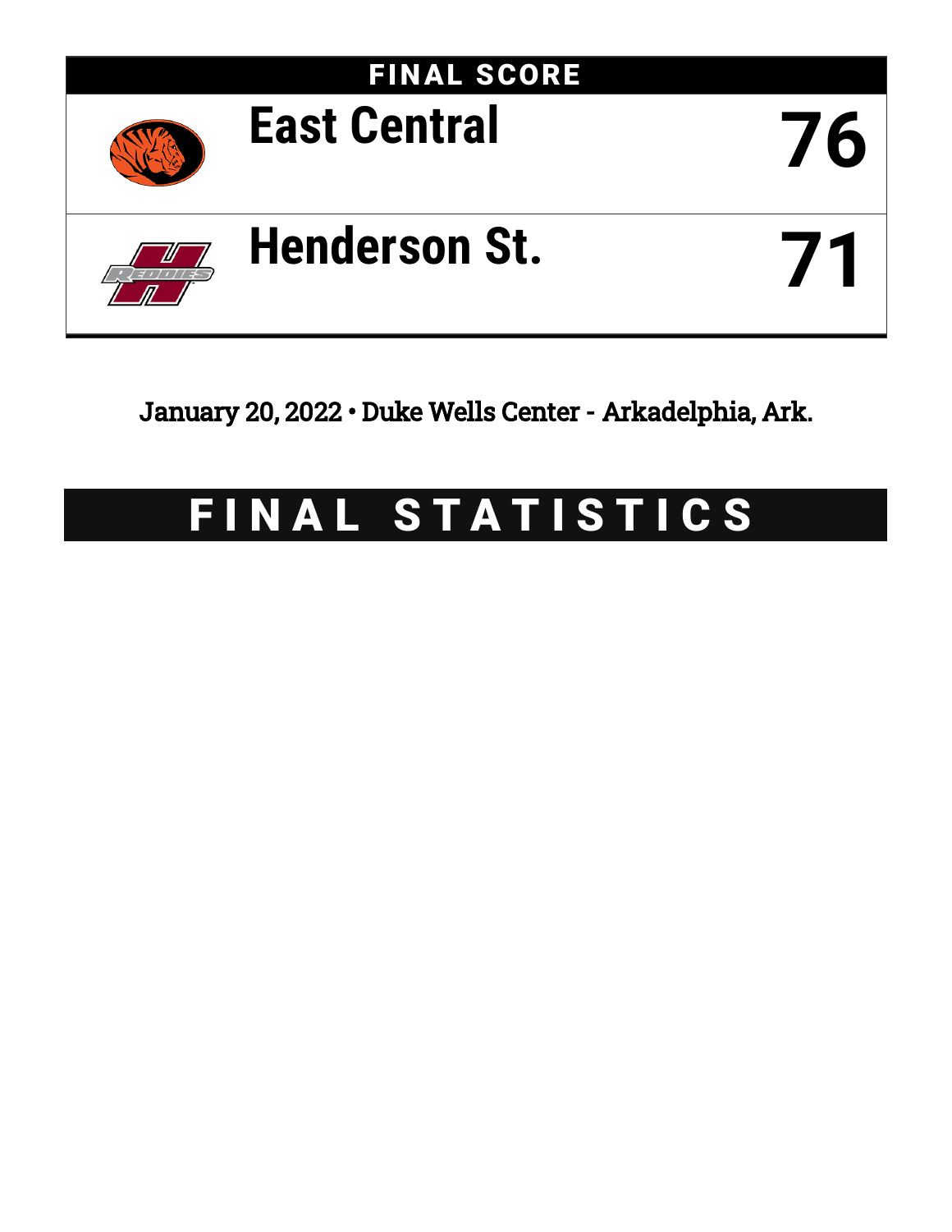# FINAL SCORE

| | |
|---|---|
| East Central | 76 |
| Henderson St. | 71 |

January 20, 2022 • Duke Wells Center - Arkadelphia, Ark.

# FINAL STATISTICS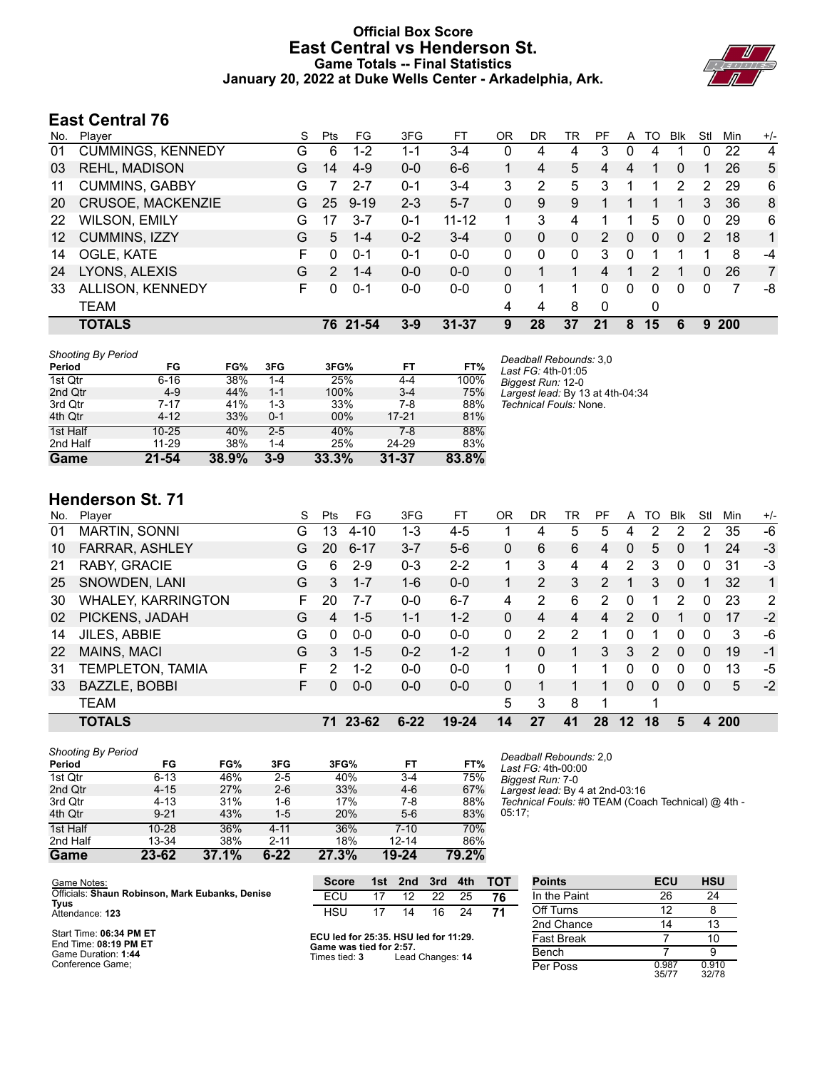# Official Box Score
# East Central vs Henderson St.
## Game Totals -- Final Statistics
### January 20, 2022 at Duke Wells Center - Arkadelphia, Ark.

## East Central 76

| No. | Player | S | Pts | FG | 3FG | FT | OR | DR | TR | PF | A | TO | Blk | Stl | Min | +/- |
|---|---|---|---|---|---|---|---|---|---|---|---|---|---|---|---|---|
| 01 | CUMMINGS, KENNEDY | G | 6 | 1-2 | 1-1 | 3-4 | 0 | 4 | 4 | 3 | 0 | 4 | 1 | 0 | 22 | 4 |
| 03 | REHL, MADISON | G | 14 | 4-9 | 0-0 | 6-6 | 1 | 4 | 5 | 4 | 4 | 1 | 0 | 1 | 26 | 5 |
| 11 | CUMMINS, GABBY | G | 7 | 2-7 | 0-1 | 3-4 | 3 | 2 | 5 | 3 | 1 | 1 | 2 | 2 | 29 | 6 |
| 20 | CRUSOE, MACKENZIE | G | 25 | 9-19 | 2-3 | 5-7 | 0 | 9 | 9 | 1 | 1 | 1 | 1 | 3 | 36 | 8 |
| 22 | WILSON, EMILY | G | 17 | 3-7 | 0-1 | 11-12 | 1 | 3 | 4 | 1 | 1 | 5 | 0 | 0 | 29 | 6 |
| 12 | CUMMINS, IZZY | G | 5 | 1-4 | 0-2 | 3-4 | 0 | 0 | 0 | 2 | 0 | 0 | 0 | 2 | 18 | 1 |
| 14 | OGLE, KATE | F | 0 | 0-1 | 0-1 | 0-0 | 0 | 0 | 0 | 3 | 0 | 1 | 1 | 1 | 8 | -4 |
| 24 | LYONS, ALEXIS | G | 2 | 1-4 | 0-0 | 0-0 | 0 | 1 | 1 | 4 | 1 | 2 | 1 | 0 | 26 | 7 |
| 33 | ALLISON, KENNEDY | F | 0 | 0-1 | 0-0 | 0-0 | 0 | 1 | 1 | 0 | 0 | 0 | 0 | 0 | 7 | -8 |
| | TEAM | | | | | | 4 | 4 | 8 | 0 | | 0 | | | | |
| | **TOTALS** | | **76** | **21-54** | **3-9** | **31-37** | **9** | **28** | **37** | **21** | **8** | **15** | **6** | **9** | **200** | |

*Shooting By Period*

| Period | FG | FG% | 3FG | 3FG% | FT | FT% |
|---|---|---|---|---|---|---|
| 1st Qtr | 6-16 | 38% | 1-4 | 25% | 4-4 | 100% |
| 2nd Qtr | 4-9 | 44% | 1-1 | 100% | 3-4 | 75% |
| 3rd Qtr | 7-17 | 41% | 1-3 | 33% | 7-8 | 88% |
| 4th Qtr | 4-12 | 33% | 0-1 | 00% | 17-21 | 81% |
| 1st Half | 10-25 | 40% | 2-5 | 40% | 7-8 | 88% |
| 2nd Half | 11-29 | 38% | 1-4 | 25% | 24-29 | 83% |
| **Game** | **21-54** | **38.9%** | **3-9** | **33.3%** | **31-37** | **83.8%** |

*Deadball Rebounds:* 3,0
*Last FG:* 4th-01:05
*Biggest Run:* 12-0
*Largest lead:* By 13 at 4th-04:34
*Technical Fouls:* None.

## Henderson St. 71

| No. | Player | S | Pts | FG | 3FG | FT | OR | DR | TR | PF | A | TO | Blk | Stl | Min | +/- |
|---|---|---|---|---|---|---|---|---|---|---|---|---|---|---|---|---|
| 01 | MARTIN, SONNI | G | 13 | 4-10 | 1-3 | 4-5 | 1 | 4 | 5 | 5 | 4 | 2 | 2 | 2 | 35 | -6 |
| 10 | FARRAR, ASHLEY | G | 20 | 6-17 | 3-7 | 5-6 | 0 | 6 | 6 | 4 | 0 | 5 | 0 | 1 | 24 | -3 |
| 21 | RABY, GRACIE | G | 6 | 2-9 | 0-3 | 2-2 | 1 | 3 | 4 | 4 | 2 | 3 | 0 | 0 | 31 | -3 |
| 25 | SNOWDEN, LANI | G | 3 | 1-7 | 1-6 | 0-0 | 1 | 2 | 3 | 2 | 1 | 3 | 0 | 1 | 32 | 1 |
| 30 | WHALEY, KARRINGTON | F | 20 | 7-7 | 0-0 | 6-7 | 4 | 2 | 6 | 2 | 0 | 1 | 2 | 0 | 23 | 2 |
| 02 | PICKENS, JADAH | G | 4 | 1-5 | 1-1 | 1-2 | 0 | 4 | 4 | 4 | 2 | 0 | 1 | 0 | 17 | -2 |
| 14 | JILES, ABBIE | G | 0 | 0-0 | 0-0 | 0-0 | 0 | 2 | 2 | 1 | 0 | 1 | 0 | 0 | 3 | -6 |
| 22 | MAINS, MACI | G | 3 | 1-5 | 0-2 | 1-2 | 1 | 0 | 1 | 3 | 3 | 2 | 0 | 0 | 19 | -1 |
| 31 | TEMPLETON, TAMIA | F | 2 | 1-2 | 0-0 | 0-0 | 1 | 0 | 1 | 1 | 0 | 0 | 0 | 0 | 13 | -5 |
| 33 | BAZZLE, BOBBI | F | 0 | 0-0 | 0-0 | 0-0 | 0 | 1 | 1 | 1 | 0 | 0 | 0 | 0 | 5 | -2 |
| | TEAM | | | | | | 5 | 3 | 8 | 1 | | 1 | | | | |
| | **TOTALS** | | **71** | **23-62** | **6-22** | **19-24** | **14** | **27** | **41** | **28** | **12** | **18** | **5** | **4** | **200** | |

*Shooting By Period*

| Period | FG | FG% | 3FG | 3FG% | FT | FT% |
|---|---|---|---|---|---|---|
| 1st Qtr | 6-13 | 46% | 2-5 | 40% | 3-4 | 75% |
| 2nd Qtr | 4-15 | 27% | 2-6 | 33% | 4-6 | 67% |
| 3rd Qtr | 4-13 | 31% | 1-6 | 17% | 7-8 | 88% |
| 4th Qtr | 9-21 | 43% | 1-5 | 20% | 5-6 | 83% |
| 1st Half | 10-28 | 36% | 4-11 | 36% | 7-10 | 70% |
| 2nd Half | 13-34 | 38% | 2-11 | 18% | 12-14 | 86% |
| **Game** | **23-62** | **37.1%** | **6-22** | **27.3%** | **19-24** | **79.2%** |

*Deadball Rebounds:* 2,0
*Last FG:* 4th-00:00
*Biggest Run:* 7-0
*Largest lead:* By 4 at 2nd-03:16
*Technical Fouls:* #0 TEAM (Coach Technical) @ 4th - 05:17;

Game Notes:
Officials: **Shaun Robinson, Mark Eubanks, Denise Tyus**
Attendance: **123**

Start Time: **06:34 PM ET**
End Time: **08:19 PM ET**
Game Duration: **1:44**
Conference Game;

| Score | 1st | 2nd | 3rd | 4th | TOT |
|---|---|---|---|---|---|
| ECU | 17 | 12 | 22 | 25 | **76** |
| HSU | 17 | 14 | 16 | 24 | **71** |

**ECU led for 25:35. HSU led for 11:29.**
**Game was tied for 2:57.**
Times tied: **3** Lead Changes: **14**

| Points | ECU | HSU |
|---|---|---|
| In the Paint | 26 | 24 |
| Off Turns | 12 | 8 |
| 2nd Chance | 14 | 13 |
| Fast Break | 7 | 10 |
| Bench | 7 | 9 |
| Per Poss | 0.987 35/77 | 0.910 32/78 |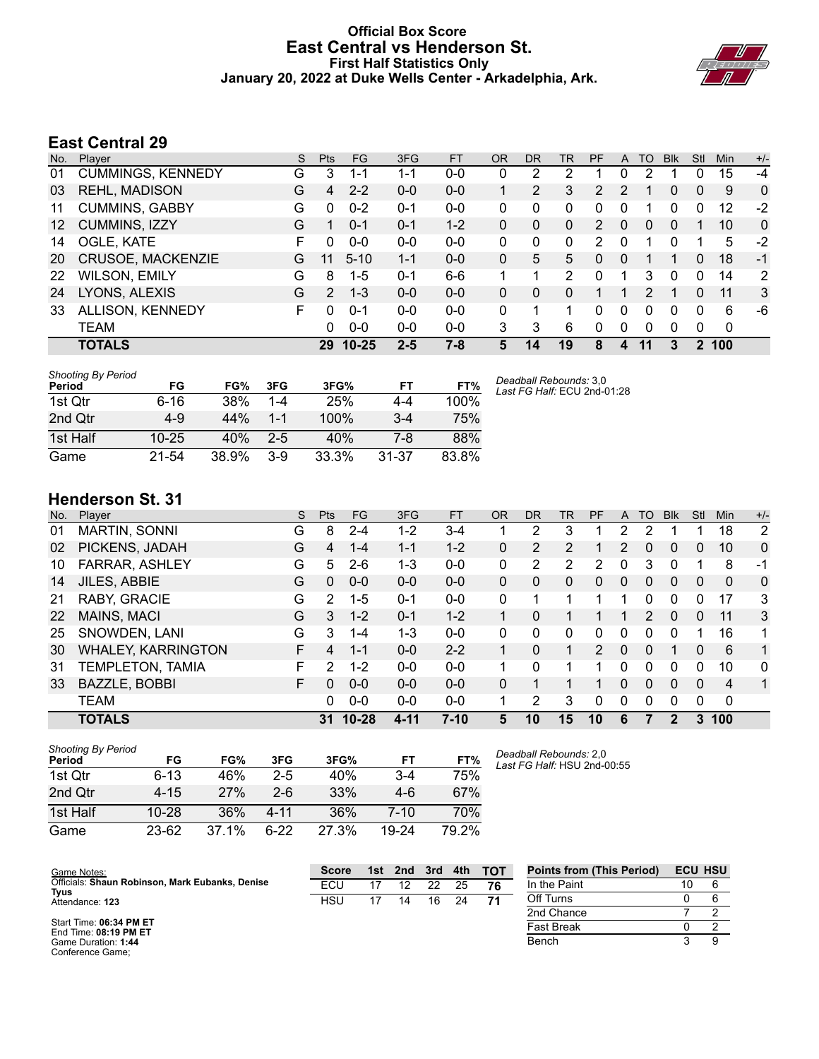# Official Box Score
# East Central vs Henderson St.
## First Half Statistics Only
### January 20, 2022 at Duke Wells Center - Arkadelphia, Ark.

## East Central 29

| No. | Player | S | Pts | FG | 3FG | FT | OR | DR | TR | PF | A | TO | Blk | Stl | Min | +/- |
|---|---|---|---|---|---|---|---|---|---|---|---|---|---|---|---|---|
| 01 | CUMMINGS, KENNEDY | G | 3 | 1-1 | 1-1 | 0-0 | 0 | 2 | 2 | 1 | 0 | 2 | 1 | 0 | 15 | -4 |
| 03 | REHL, MADISON | G | 4 | 2-2 | 0-0 | 0-0 | 1 | 2 | 3 | 2 | 2 | 1 | 0 | 0 | 9 | 0 |
| 11 | CUMMINS, GABBY | G | 0 | 0-2 | 0-1 | 0-0 | 0 | 0 | 0 | 0 | 0 | 1 | 0 | 0 | 12 | -2 |
| 12 | CUMMINS, IZZY | G | 1 | 0-1 | 0-1 | 1-2 | 0 | 0 | 0 | 2 | 0 | 0 | 0 | 1 | 10 | 0 |
| 14 | OGLE, KATE | F | 0 | 0-0 | 0-0 | 0-0 | 0 | 0 | 0 | 2 | 0 | 1 | 0 | 1 | 5 | -2 |
| 20 | CRUSOE, MACKENZIE | G | 11 | 5-10 | 1-1 | 0-0 | 0 | 5 | 5 | 0 | 0 | 1 | 1 | 0 | 18 | -1 |
| 22 | WILSON, EMILY | G | 8 | 1-5 | 0-1 | 6-6 | 1 | 1 | 2 | 0 | 1 | 3 | 0 | 0 | 14 | 2 |
| 24 | LYONS, ALEXIS | G | 2 | 1-3 | 0-0 | 0-0 | 0 | 0 | 0 | 1 | 1 | 2 | 1 | 0 | 11 | 3 |
| 33 | ALLISON, KENNEDY | F | 0 | 0-1 | 0-0 | 0-0 | 0 | 1 | 1 | 0 | 0 | 0 | 0 | 0 | 6 | -6 |
| | TEAM | | 0 | 0-0 | 0-0 | 0-0 | 3 | 3 | 6 | 0 | 0 | 0 | 0 | 0 | 0 | |
| | **TOTALS** | | **29** | **10-25** | **2-5** | **7-8** | **5** | **14** | **19** | **8** | **4** | **11** | **3** | **2** | **100** | |

*Shooting By Period*

| Period | FG | FG% | 3FG | 3FG% | FT | FT% |
|---|---|---|---|---|---|---|
| 1st Qtr | 6-16 | 38% | 1-4 | 25% | 4-4 | 100% |
| 2nd Qtr | 4-9 | 44% | 1-1 | 100% | 3-4 | 75% |
| 1st Half | 10-25 | 40% | 2-5 | 40% | 7-8 | 88% |
| Game | 21-54 | 38.9% | 3-9 | 33.3% | 31-37 | 83.8% |

*Deadball Rebounds:* 3,0
*Last FG Half:* ECU 2nd-01:28

## Henderson St. 31

| No. | Player | S | Pts | FG | 3FG | FT | OR | DR | TR | PF | A | TO | Blk | Stl | Min | +/- |
|---|---|---|---|---|---|---|---|---|---|---|---|---|---|---|---|---|
| 01 | MARTIN, SONNI | G | 8 | 2-4 | 1-2 | 3-4 | 1 | 2 | 3 | 1 | 2 | 2 | 1 | 1 | 18 | 2 |
| 02 | PICKENS, JADAH | G | 4 | 1-4 | 1-1 | 1-2 | 0 | 2 | 2 | 1 | 2 | 0 | 0 | 0 | 10 | 0 |
| 10 | FARRAR, ASHLEY | G | 5 | 2-6 | 1-3 | 0-0 | 0 | 2 | 2 | 2 | 0 | 3 | 0 | 1 | 8 | -1 |
| 14 | JILES, ABBIE | G | 0 | 0-0 | 0-0 | 0-0 | 0 | 0 | 0 | 0 | 0 | 0 | 0 | 0 | 0 | 0 |
| 21 | RABY, GRACIE | G | 2 | 1-5 | 0-1 | 0-0 | 0 | 1 | 1 | 1 | 1 | 0 | 0 | 0 | 17 | 3 |
| 22 | MAINS, MACI | G | 3 | 1-2 | 0-1 | 1-2 | 1 | 0 | 1 | 1 | 1 | 2 | 0 | 0 | 11 | 3 |
| 25 | SNOWDEN, LANI | G | 3 | 1-4 | 1-3 | 0-0 | 0 | 0 | 0 | 0 | 0 | 0 | 0 | 1 | 16 | 1 |
| 30 | WHALEY, KARRINGTON | F | 4 | 1-1 | 0-0 | 2-2 | 1 | 0 | 1 | 2 | 0 | 0 | 1 | 0 | 6 | 1 |
| 31 | TEMPLETON, TAMIA | F | 2 | 1-2 | 0-0 | 0-0 | 1 | 0 | 1 | 1 | 0 | 0 | 0 | 0 | 10 | 0 |
| 33 | BAZZLE, BOBBI | F | 0 | 0-0 | 0-0 | 0-0 | 0 | 1 | 1 | 1 | 0 | 0 | 0 | 0 | 4 | 1 |
| | TEAM | | 0 | 0-0 | 0-0 | 0-0 | 1 | 2 | 3 | 0 | 0 | 0 | 0 | 0 | 0 | |
| | **TOTALS** | | **31** | **10-28** | **4-11** | **7-10** | **5** | **10** | **15** | **10** | **6** | **7** | **2** | **3** | **100** | |

*Shooting By Period*

| Period | FG | FG% | 3FG | 3FG% | FT | FT% |
|---|---|---|---|---|---|---|
| 1st Qtr | 6-13 | 46% | 2-5 | 40% | 3-4 | 75% |
| 2nd Qtr | 4-15 | 27% | 2-6 | 33% | 4-6 | 67% |
| 1st Half | 10-28 | 36% | 4-11 | 36% | 7-10 | 70% |
| Game | 23-62 | 37.1% | 6-22 | 27.3% | 19-24 | 79.2% |

*Deadball Rebounds:* 2,0
*Last FG Half:* HSU 2nd-00:55

Game Notes:
Officials: **Shaun Robinson, Mark Eubanks, Denise Tyus**
Attendance: **123**

Start Time: **06:34 PM ET**
End Time: **08:19 PM ET**
Game Duration: **1:44**
Conference Game;

| Score | 1st | 2nd | 3rd | 4th | TOT |
|---|---|---|---|---|---|
| ECU | 17 | 12 | 22 | 25 | **76** |
| HSU | 17 | 14 | 16 | 24 | **71** |

| Points from (This Period) | ECU | HSU |
|---|---|---|
| In the Paint | 10 | 6 |
| Off Turns | 0 | 6 |
| 2nd Chance | 7 | 2 |
| Fast Break | 0 | 2 |
| Bench | 3 | 9 |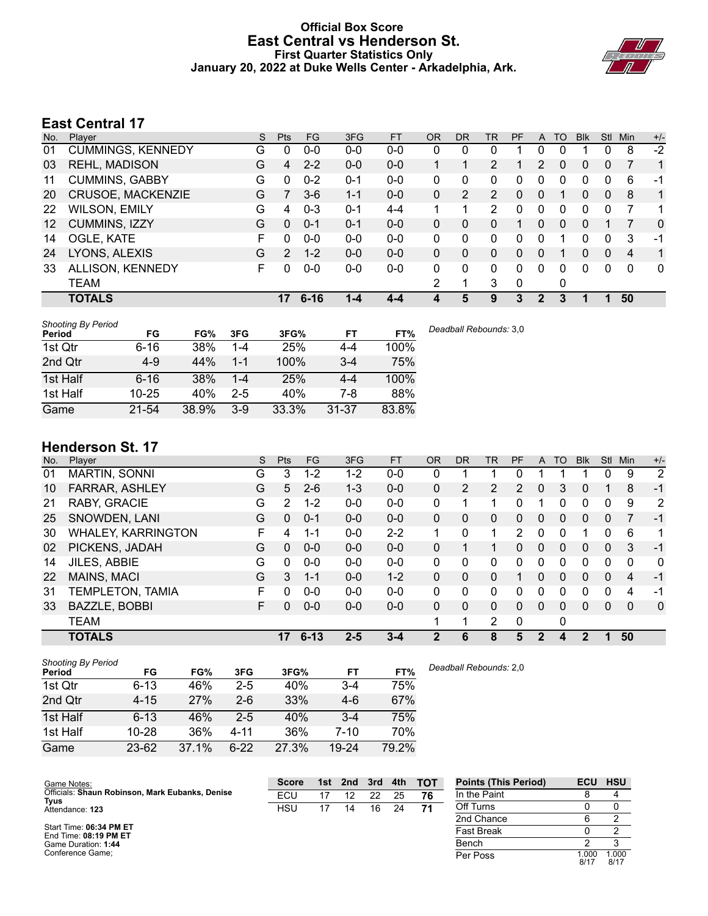# Official Box Score
## East Central vs Henderson St.
### First Quarter Statistics Only
### January 20, 2022 at Duke Wells Center - Arkadelphia, Ark.

## East Central 17

| No. | Player | S | Pts | FG | 3FG | FT | OR | DR | TR | PF | A | TO | Blk | Stl | Min | +/- |
|---|---|---|---|---|---|---|---|---|---|---|---|---|---|---|---|---|
| 01 | CUMMINGS, KENNEDY | G | 0 | 0-0 | 0-0 | 0-0 | 0 | 0 | 0 | 1 | 0 | 0 | 1 | 0 | 8 | -2 |
| 03 | REHL, MADISON | G | 4 | 2-2 | 0-0 | 0-0 | 1 | 1 | 2 | 1 | 2 | 0 | 0 | 0 | 7 | 1 |
| 11 | CUMMINS, GABBY | G | 0 | 0-2 | 0-1 | 0-0 | 0 | 0 | 0 | 0 | 0 | 0 | 0 | 0 | 6 | -1 |
| 20 | CRUSOE, MACKENZIE | G | 7 | 3-6 | 1-1 | 0-0 | 0 | 2 | 2 | 0 | 0 | 1 | 0 | 0 | 8 | 1 |
| 22 | WILSON, EMILY | G | 4 | 0-3 | 0-1 | 4-4 | 1 | 1 | 2 | 0 | 0 | 0 | 0 | 0 | 7 | 1 |
| 12 | CUMMINS, IZZY | G | 0 | 0-1 | 0-1 | 0-0 | 0 | 0 | 0 | 1 | 0 | 0 | 0 | 1 | 7 | 0 |
| 14 | OGLE, KATE | F | 0 | 0-0 | 0-0 | 0-0 | 0 | 0 | 0 | 0 | 0 | 1 | 0 | 0 | 3 | -1 |
| 24 | LYONS, ALEXIS | G | 2 | 1-2 | 0-0 | 0-0 | 0 | 0 | 0 | 0 | 0 | 1 | 0 | 0 | 4 | 1 |
| 33 | ALLISON, KENNEDY | F | 0 | 0-0 | 0-0 | 0-0 | 0 | 0 | 0 | 0 | 0 | 0 | 0 | 0 | 0 | 0 |
| | TEAM | | | | | | 2 | 1 | 3 | 0 | | 0 | | | | |
| | **TOTALS** | | **17** | **6-16** | **1-4** | **4-4** | **4** | **5** | **9** | **3** | **2** | **3** | **1** | **1** | **50** | |

*Shooting By Period*

| Period | FG | FG% | 3FG | 3FG% | FT | FT% |
|---|---|---|---|---|---|---|
| 1st Qtr | 6-16 | 38% | 1-4 | 25% | 4-4 | 100% |
| 2nd Qtr | 4-9 | 44% | 1-1 | 100% | 3-4 | 75% |
| 1st Half | 6-16 | 38% | 1-4 | 25% | 4-4 | 100% |
| 1st Half | 10-25 | 40% | 2-5 | 40% | 7-8 | 88% |
| Game | 21-54 | 38.9% | 3-9 | 33.3% | 31-37 | 83.8% |

*Deadball Rebounds:* 3,0

## Henderson St. 17

| No. | Player | S | Pts | FG | 3FG | FT | OR | DR | TR | PF | A | TO | Blk | Stl | Min | +/- |
|---|---|---|---|---|---|---|---|---|---|---|---|---|---|---|---|---|
| 01 | MARTIN, SONNI | G | 3 | 1-2 | 1-2 | 0-0 | 0 | 1 | 1 | 0 | 1 | 1 | 1 | 0 | 9 | 2 |
| 10 | FARRAR, ASHLEY | G | 5 | 2-6 | 1-3 | 0-0 | 0 | 2 | 2 | 2 | 0 | 3 | 0 | 1 | 8 | -1 |
| 21 | RABY, GRACIE | G | 2 | 1-2 | 0-0 | 0-0 | 0 | 1 | 1 | 0 | 1 | 0 | 0 | 0 | 9 | 2 |
| 25 | SNOWDEN, LANI | G | 0 | 0-1 | 0-0 | 0-0 | 0 | 0 | 0 | 0 | 0 | 0 | 0 | 0 | 7 | -1 |
| 30 | WHALEY, KARRINGTON | F | 4 | 1-1 | 0-0 | 2-2 | 1 | 0 | 1 | 2 | 0 | 0 | 1 | 0 | 6 | 1 |
| 02 | PICKENS, JADAH | G | 0 | 0-0 | 0-0 | 0-0 | 0 | 1 | 1 | 0 | 0 | 0 | 0 | 0 | 3 | -1 |
| 14 | JILES, ABBIE | G | 0 | 0-0 | 0-0 | 0-0 | 0 | 0 | 0 | 0 | 0 | 0 | 0 | 0 | 0 | 0 |
| 22 | MAINS, MACI | G | 3 | 1-1 | 0-0 | 1-2 | 0 | 0 | 0 | 1 | 0 | 0 | 0 | 0 | 4 | -1 |
| 31 | TEMPLETON, TAMIA | F | 0 | 0-0 | 0-0 | 0-0 | 0 | 0 | 0 | 0 | 0 | 0 | 0 | 0 | 4 | -1 |
| 33 | BAZZLE, BOBBI | F | 0 | 0-0 | 0-0 | 0-0 | 0 | 0 | 0 | 0 | 0 | 0 | 0 | 0 | 0 | 0 |
| | TEAM | | | | | | 1 | 1 | 2 | 0 | | 0 | | | | |
| | **TOTALS** | | **17** | **6-13** | **2-5** | **3-4** | **2** | **6** | **8** | **5** | **2** | **4** | **2** | **1** | **50** | |

*Shooting By Period*

| Period | FG | FG% | 3FG | 3FG% | FT | FT% |
|---|---|---|---|---|---|---|
| 1st Qtr | 6-13 | 46% | 2-5 | 40% | 3-4 | 75% |
| 2nd Qtr | 4-15 | 27% | 2-6 | 33% | 4-6 | 67% |
| 1st Half | 6-13 | 46% | 2-5 | 40% | 3-4 | 75% |
| 1st Half | 10-28 | 36% | 4-11 | 36% | 7-10 | 70% |
| Game | 23-62 | 37.1% | 6-22 | 27.3% | 19-24 | 79.2% |

*Deadball Rebounds:* 2,0

Game Notes:
Officials: **Shaun Robinson, Mark Eubanks, Denise Tyus**
Attendance: **123**

Start Time: **06:34 PM ET**
End Time: **08:19 PM ET**
Game Duration: **1:44**
Conference Game;

| Score | 1st | 2nd | 3rd | 4th | TOT |
|---|---|---|---|---|---|
| ECU | 17 | 12 | 22 | 25 | **76** |
| HSU | 17 | 14 | 16 | 24 | **71** |

| Points (This Period) | ECU | HSU |
|---|---|---|
| In the Paint | 8 | 4 |
| Off Turns | 0 | 0 |
| 2nd Chance | 6 | 2 |
| Fast Break | 0 | 2 |
| Bench | 2 | 3 |
| Per Poss | 1.000 8/17 | 1.000 8/17 |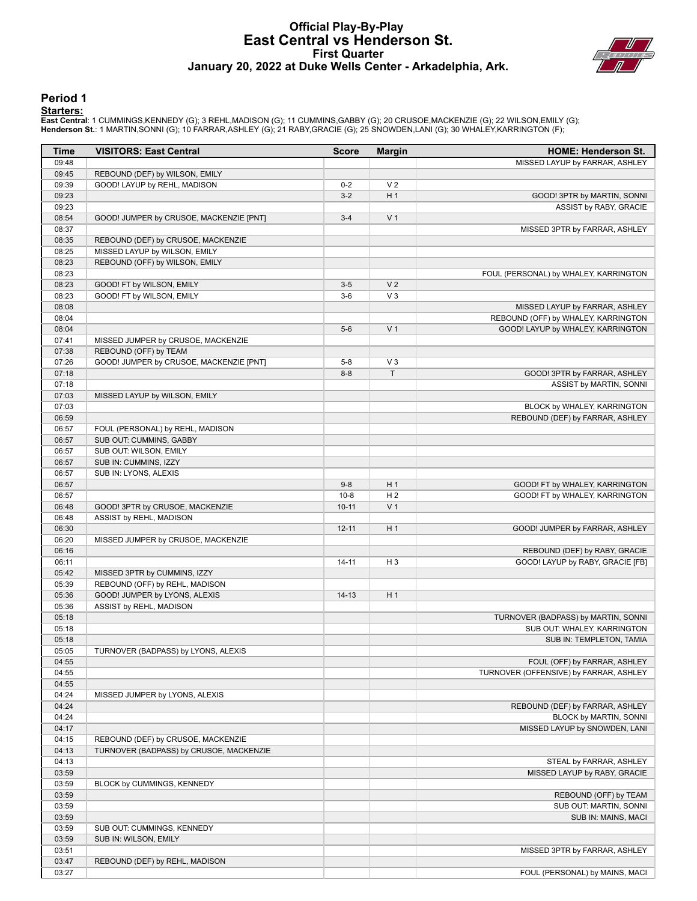# Official Play-By-Play
# East Central vs Henderson St.
## First Quarter
## January 20, 2022 at Duke Wells Center - Arkadelphia, Ark.

### Period 1

**Starters:**

**East Central**: 1 CUMMINGS,KENNEDY (G); 3 REHL,MADISON (G); 11 CUMMINS,GABBY (G); 20 CRUSOE,MACKENZIE (G); 22 WILSON,EMILY (G);
**Henderson St.**: 1 MARTIN,SONNI (G); 10 FARRAR,ASHLEY (G); 21 RABY,GRACIE (G); 25 SNOWDEN,LANI (G); 30 WHALEY,KARRINGTON (F);

| Time | VISITORS: East Central | Score | Margin | HOME: Henderson St. |
|---|---|---|---|---|
| 09:48 | | | | MISSED LAYUP by FARRAR, ASHLEY |
| 09:45 | REBOUND (DEF) by WILSON, EMILY | | | |
| 09:39 | GOOD! LAYUP by REHL, MADISON | 0-2 | V 2 | |
| 09:23 | | 3-2 | H 1 | GOOD! 3PTR by MARTIN, SONNI |
| 09:23 | | | | ASSIST by RABY, GRACIE |
| 08:54 | GOOD! JUMPER by CRUSOE, MACKENZIE [PNT] | 3-4 | V 1 | |
| 08:37 | | | | MISSED 3PTR by FARRAR, ASHLEY |
| 08:35 | REBOUND (DEF) by CRUSOE, MACKENZIE | | | |
| 08:25 | MISSED LAYUP by WILSON, EMILY | | | |
| 08:23 | REBOUND (OFF) by WILSON, EMILY | | | |
| 08:23 | | | | FOUL (PERSONAL) by WHALEY, KARRINGTON |
| 08:23 | GOOD! FT by WILSON, EMILY | 3-5 | V 2 | |
| 08:23 | GOOD! FT by WILSON, EMILY | 3-6 | V 3 | |
| 08:08 | | | | MISSED LAYUP by FARRAR, ASHLEY |
| 08:04 | | | | REBOUND (OFF) by WHALEY, KARRINGTON |
| 08:04 | | 5-6 | V 1 | GOOD! LAYUP by WHALEY, KARRINGTON |
| 07:41 | MISSED JUMPER by CRUSOE, MACKENZIE | | | |
| 07:38 | REBOUND (OFF) by TEAM | | | |
| 07:26 | GOOD! JUMPER by CRUSOE, MACKENZIE [PNT] | 5-8 | V 3 | |
| 07:18 | | 8-8 | T | GOOD! 3PTR by FARRAR, ASHLEY |
| 07:18 | | | | ASSIST by MARTIN, SONNI |
| 07:03 | MISSED LAYUP by WILSON, EMILY | | | |
| 07:03 | | | | BLOCK by WHALEY, KARRINGTON |
| 06:59 | | | | REBOUND (DEF) by FARRAR, ASHLEY |
| 06:57 | FOUL (PERSONAL) by REHL, MADISON | | | |
| 06:57 | SUB OUT: CUMMINS, GABBY | | | |
| 06:57 | SUB OUT: WILSON, EMILY | | | |
| 06:57 | SUB IN: CUMMINS, IZZY | | | |
| 06:57 | SUB IN: LYONS, ALEXIS | | | |
| 06:57 | | 9-8 | H 1 | GOOD! FT by WHALEY, KARRINGTON |
| 06:57 | | 10-8 | H 2 | GOOD! FT by WHALEY, KARRINGTON |
| 06:48 | GOOD! 3PTR by CRUSOE, MACKENZIE | 10-11 | V 1 | |
| 06:48 | ASSIST by REHL, MADISON | | | |
| 06:30 | | 12-11 | H 1 | GOOD! JUMPER by FARRAR, ASHLEY |
| 06:20 | MISSED JUMPER by CRUSOE, MACKENZIE | | | |
| 06:16 | | | | REBOUND (DEF) by RABY, GRACIE |
| 06:11 | | 14-11 | H 3 | GOOD! LAYUP by RABY, GRACIE [FB] |
| 05:42 | MISSED 3PTR by CUMMINS, IZZY | | | |
| 05:39 | REBOUND (OFF) by REHL, MADISON | | | |
| 05:36 | GOOD! JUMPER by LYONS, ALEXIS | 14-13 | H 1 | |
| 05:36 | ASSIST by REHL, MADISON | | | |
| 05:18 | | | | TURNOVER (BADPASS) by MARTIN, SONNI |
| 05:18 | | | | SUB OUT: WHALEY, KARRINGTON |
| 05:18 | | | | SUB IN: TEMPLETON, TAMIA |
| 05:05 | TURNOVER (BADPASS) by LYONS, ALEXIS | | | |
| 04:55 | | | | FOUL (OFF) by FARRAR, ASHLEY |
| 04:55 | | | | TURNOVER (OFFENSIVE) by FARRAR, ASHLEY |
| 04:55 | | | | |
| 04:24 | MISSED JUMPER by LYONS, ALEXIS | | | |
| 04:24 | | | | REBOUND (DEF) by FARRAR, ASHLEY |
| 04:24 | | | | BLOCK by MARTIN, SONNI |
| 04:17 | | | | MISSED LAYUP by SNOWDEN, LANI |
| 04:15 | REBOUND (DEF) by CRUSOE, MACKENZIE | | | |
| 04:13 | TURNOVER (BADPASS) by CRUSOE, MACKENZIE | | | |
| 04:13 | | | | STEAL by FARRAR, ASHLEY |
| 03:59 | | | | MISSED LAYUP by RABY, GRACIE |
| 03:59 | BLOCK by CUMMINGS, KENNEDY | | | |
| 03:59 | | | | REBOUND (OFF) by TEAM |
| 03:59 | | | | SUB OUT: MARTIN, SONNI |
| 03:59 | | | | SUB IN: MAINS, MACI |
| 03:59 | SUB OUT: CUMMINGS, KENNEDY | | | |
| 03:59 | SUB IN: WILSON, EMILY | | | |
| 03:51 | | | | MISSED 3PTR by FARRAR, ASHLEY |
| 03:47 | REBOUND (DEF) by REHL, MADISON | | | |
| 03:27 | | | | FOUL (PERSONAL) by MAINS, MACI |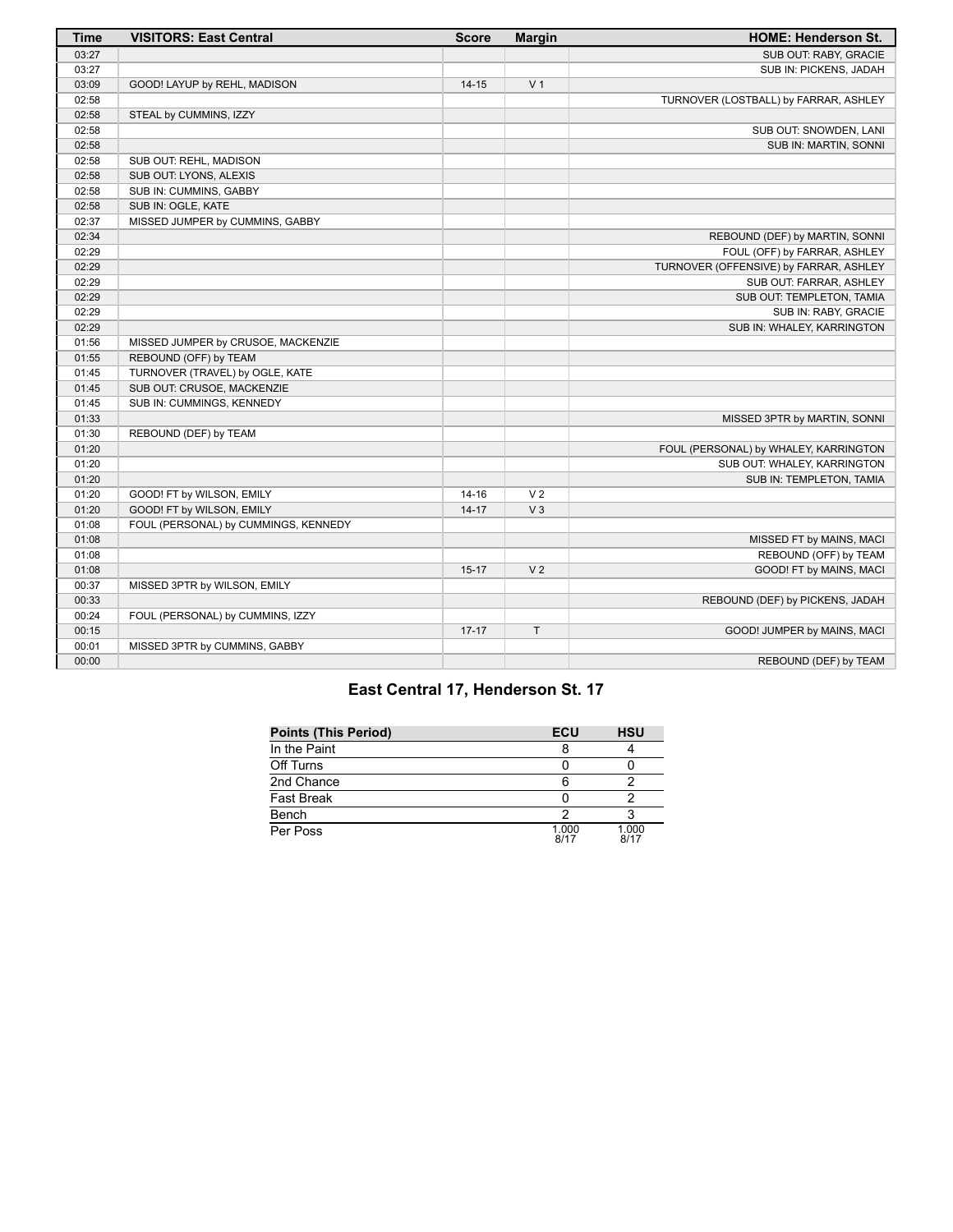| Time | VISITORS: East Central | Score | Margin | HOME: Henderson St. |
|---|---|---|---|---|
| 03:27 | | | | SUB OUT: RABY, GRACIE |
| 03:27 | | | | SUB IN: PICKENS, JADAH |
| 03:09 | GOOD! LAYUP by REHL, MADISON | 14-15 | V 1 | |
| 02:58 | | | | TURNOVER (LOSTBALL) by FARRAR, ASHLEY |
| 02:58 | STEAL by CUMMINS, IZZY | | | |
| 02:58 | | | | SUB OUT: SNOWDEN, LANI |
| 02:58 | | | | SUB IN: MARTIN, SONNI |
| 02:58 | SUB OUT: REHL, MADISON | | | |
| 02:58 | SUB OUT: LYONS, ALEXIS | | | |
| 02:58 | SUB IN: CUMMINS, GABBY | | | |
| 02:58 | SUB IN: OGLE, KATE | | | |
| 02:37 | MISSED JUMPER by CUMMINS, GABBY | | | |
| 02:34 | | | | REBOUND (DEF) by MARTIN, SONNI |
| 02:29 | | | | FOUL (OFF) by FARRAR, ASHLEY |
| 02:29 | | | | TURNOVER (OFFENSIVE) by FARRAR, ASHLEY |
| 02:29 | | | | SUB OUT: FARRAR, ASHLEY |
| 02:29 | | | | SUB OUT: TEMPLETON, TAMIA |
| 02:29 | | | | SUB IN: RABY, GRACIE |
| 02:29 | | | | SUB IN: WHALEY, KARRINGTON |
| 01:56 | MISSED JUMPER by CRUSOE, MACKENZIE | | | |
| 01:55 | REBOUND (OFF) by TEAM | | | |
| 01:45 | TURNOVER (TRAVEL) by OGLE, KATE | | | |
| 01:45 | SUB OUT: CRUSOE, MACKENZIE | | | |
| 01:45 | SUB IN: CUMMINGS, KENNEDY | | | |
| 01:33 | | | | MISSED 3PTR by MARTIN, SONNI |
| 01:30 | REBOUND (DEF) by TEAM | | | |
| 01:20 | | | | FOUL (PERSONAL) by WHALEY, KARRINGTON |
| 01:20 | | | | SUB OUT: WHALEY, KARRINGTON |
| 01:20 | | | | SUB IN: TEMPLETON, TAMIA |
| 01:20 | GOOD! FT by WILSON, EMILY | 14-16 | V 2 | |
| 01:20 | GOOD! FT by WILSON, EMILY | 14-17 | V 3 | |
| 01:08 | FOUL (PERSONAL) by CUMMINGS, KENNEDY | | | |
| 01:08 | | | | MISSED FT by MAINS, MACI |
| 01:08 | | | | REBOUND (OFF) by TEAM |
| 01:08 | | 15-17 | V 2 | GOOD! FT by MAINS, MACI |
| 00:37 | MISSED 3PTR by WILSON, EMILY | | | |
| 00:33 | | | | REBOUND (DEF) by PICKENS, JADAH |
| 00:24 | FOUL (PERSONAL) by CUMMINS, IZZY | | | |
| 00:15 | | 17-17 | T | GOOD! JUMPER by MAINS, MACI |
| 00:01 | MISSED 3PTR by CUMMINS, GABBY | | | |
| 00:00 | | | | REBOUND (DEF) by TEAM |

## East Central 17, Henderson St. 17

| Points (This Period) | ECU | HSU |
|---|---|---|
| In the Paint | 8 | 4 |
| Off Turns | 0 | 0 |
| 2nd Chance | 6 | 2 |
| Fast Break | 0 | 2 |
| Bench | 2 | 3 |
| Per Poss | 1.000 8/17 | 1.000 8/17 |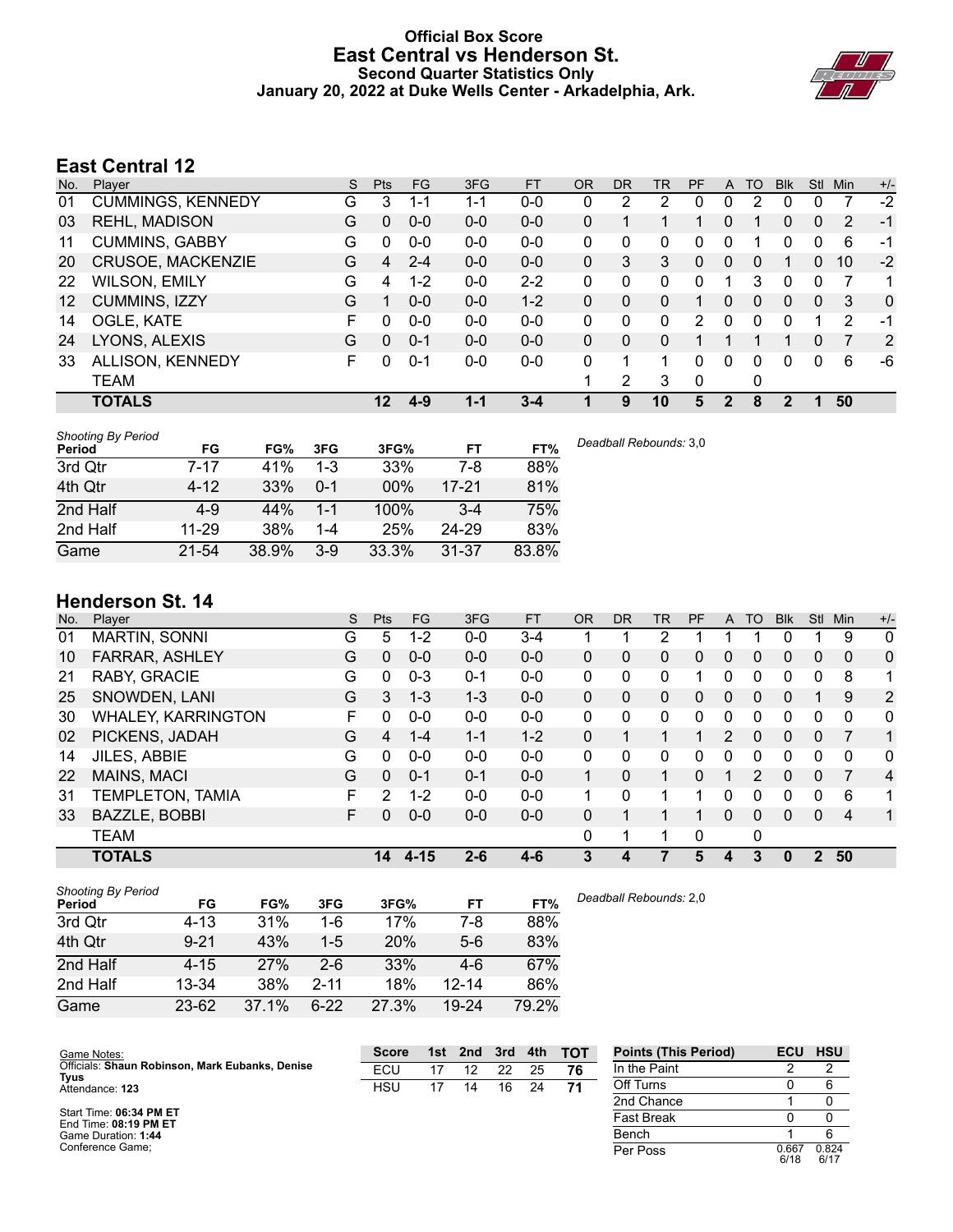# Official Box Score
## East Central vs Henderson St.
### Second Quarter Statistics Only
### January 20, 2022 at Duke Wells Center - Arkadelphia, Ark.

## East Central 12

| No. | Player | S | Pts | FG | 3FG | FT | OR | DR | TR | PF | A | TO | Blk | Stl | Min | +/- |
|---|---|---|---|---|---|---|---|---|---|---|---|---|---|---|---|---|
| 01 | CUMMINGS, KENNEDY | G | 3 | 1-1 | 1-1 | 0-0 | 0 | 2 | 2 | 0 | 0 | 2 | 0 | 0 | 7 | -2 |
| 03 | REHL, MADISON | G | 0 | 0-0 | 0-0 | 0-0 | 0 | 1 | 1 | 1 | 0 | 1 | 0 | 0 | 2 | -1 |
| 11 | CUMMINS, GABBY | G | 0 | 0-0 | 0-0 | 0-0 | 0 | 0 | 0 | 0 | 0 | 1 | 0 | 0 | 6 | -1 |
| 20 | CRUSOE, MACKENZIE | G | 4 | 2-4 | 0-0 | 0-0 | 0 | 3 | 3 | 0 | 0 | 0 | 1 | 0 | 10 | -2 |
| 22 | WILSON, EMILY | G | 4 | 1-2 | 0-0 | 2-2 | 0 | 0 | 0 | 0 | 1 | 3 | 0 | 0 | 7 | 1 |
| 12 | CUMMINS, IZZY | G | 1 | 0-0 | 0-0 | 1-2 | 0 | 0 | 0 | 1 | 0 | 0 | 0 | 0 | 3 | 0 |
| 14 | OGLE, KATE | F | 0 | 0-0 | 0-0 | 0-0 | 0 | 0 | 0 | 2 | 0 | 0 | 0 | 1 | 2 | -1 |
| 24 | LYONS, ALEXIS | G | 0 | 0-1 | 0-0 | 0-0 | 0 | 0 | 0 | 1 | 1 | 1 | 1 | 0 | 7 | 2 |
| 33 | ALLISON, KENNEDY | F | 0 | 0-1 | 0-0 | 0-0 | 0 | 1 | 1 | 0 | 0 | 0 | 0 | 0 | 6 | -6 |
| | TEAM | | | | | | 1 | 2 | 3 | 0 | | 0 | | | | |
| | **TOTALS** | | **12** | **4-9** | **1-1** | **3-4** | **1** | **9** | **10** | **5** | **2** | **8** | **2** | **1** | **50** | |

*Shooting By Period*

| Period | FG | FG% | 3FG | 3FG% | FT | FT% |
|---|---|---|---|---|---|---|
| 3rd Qtr | 7-17 | 41% | 1-3 | 33% | 7-8 | 88% |
| 4th Qtr | 4-12 | 33% | 0-1 | 00% | 17-21 | 81% |
| 2nd Half | 4-9 | 44% | 1-1 | 100% | 3-4 | 75% |
| 2nd Half | 11-29 | 38% | 1-4 | 25% | 24-29 | 83% |
| Game | 21-54 | 38.9% | 3-9 | 33.3% | 31-37 | 83.8% |

*Deadball Rebounds:* 3,0

## Henderson St. 14

| No. | Player | S | Pts | FG | 3FG | FT | OR | DR | TR | PF | A | TO | Blk | Stl | Min | +/- |
|---|---|---|---|---|---|---|---|---|---|---|---|---|---|---|---|---|
| 01 | MARTIN, SONNI | G | 5 | 1-2 | 0-0 | 3-4 | 1 | 1 | 2 | 1 | 1 | 1 | 0 | 1 | 9 | 0 |
| 10 | FARRAR, ASHLEY | G | 0 | 0-0 | 0-0 | 0-0 | 0 | 0 | 0 | 0 | 0 | 0 | 0 | 0 | 0 | 0 |
| 21 | RABY, GRACIE | G | 0 | 0-3 | 0-1 | 0-0 | 0 | 0 | 0 | 1 | 0 | 0 | 0 | 0 | 8 | 1 |
| 25 | SNOWDEN, LANI | G | 3 | 1-3 | 1-3 | 0-0 | 0 | 0 | 0 | 0 | 0 | 0 | 0 | 1 | 9 | 2 |
| 30 | WHALEY, KARRINGTON | F | 0 | 0-0 | 0-0 | 0-0 | 0 | 0 | 0 | 0 | 0 | 0 | 0 | 0 | 0 | 0 |
| 02 | PICKENS, JADAH | G | 4 | 1-4 | 1-1 | 1-2 | 0 | 1 | 1 | 1 | 2 | 0 | 0 | 0 | 7 | 1 |
| 14 | JILES, ABBIE | G | 0 | 0-0 | 0-0 | 0-0 | 0 | 0 | 0 | 0 | 0 | 0 | 0 | 0 | 0 | 0 |
| 22 | MAINS, MACI | G | 0 | 0-1 | 0-1 | 0-0 | 1 | 0 | 1 | 0 | 1 | 2 | 0 | 0 | 7 | 4 |
| 31 | TEMPLETON, TAMIA | F | 2 | 1-2 | 0-0 | 0-0 | 1 | 0 | 1 | 1 | 0 | 0 | 0 | 0 | 6 | 1 |
| 33 | BAZZLE, BOBBI | F | 0 | 0-0 | 0-0 | 0-0 | 0 | 1 | 1 | 1 | 0 | 0 | 0 | 0 | 4 | 1 |
| | TEAM | | | | | | 0 | 1 | 1 | 0 | | 0 | | | | |
| | **TOTALS** | | **14** | **4-15** | **2-6** | **4-6** | **3** | **4** | **7** | **5** | **4** | **3** | **0** | **2** | **50** | |

*Shooting By Period*

| Period | FG | FG% | 3FG | 3FG% | FT | FT% |
|---|---|---|---|---|---|---|
| 3rd Qtr | 4-13 | 31% | 1-6 | 17% | 7-8 | 88% |
| 4th Qtr | 9-21 | 43% | 1-5 | 20% | 5-6 | 83% |
| 2nd Half | 4-15 | 27% | 2-6 | 33% | 4-6 | 67% |
| 2nd Half | 13-34 | 38% | 2-11 | 18% | 12-14 | 86% |
| Game | 23-62 | 37.1% | 6-22 | 27.3% | 19-24 | 79.2% |

*Deadball Rebounds:* 2,0

Game Notes:
Officials: **Shaun Robinson, Mark Eubanks, Denise Tyus**
Attendance: **123**

Start Time: **06:34 PM ET**
End Time: **08:19 PM ET**
Game Duration: **1:44**
Conference Game;

| Score | 1st | 2nd | 3rd | 4th | TOT |
|---|---|---|---|---|---|
| ECU | 17 | 12 | 22 | 25 | **76** |
| HSU | 17 | 14 | 16 | 24 | **71** |

| Points (This Period) | ECU | HSU |
|---|---|---|
| In the Paint | 2 | 2 |
| Off Turns | 0 | 6 |
| 2nd Chance | 1 | 0 |
| Fast Break | 0 | 0 |
| Bench | 1 | 6 |
| Per Poss | 0.667 6/18 | 0.824 6/17 |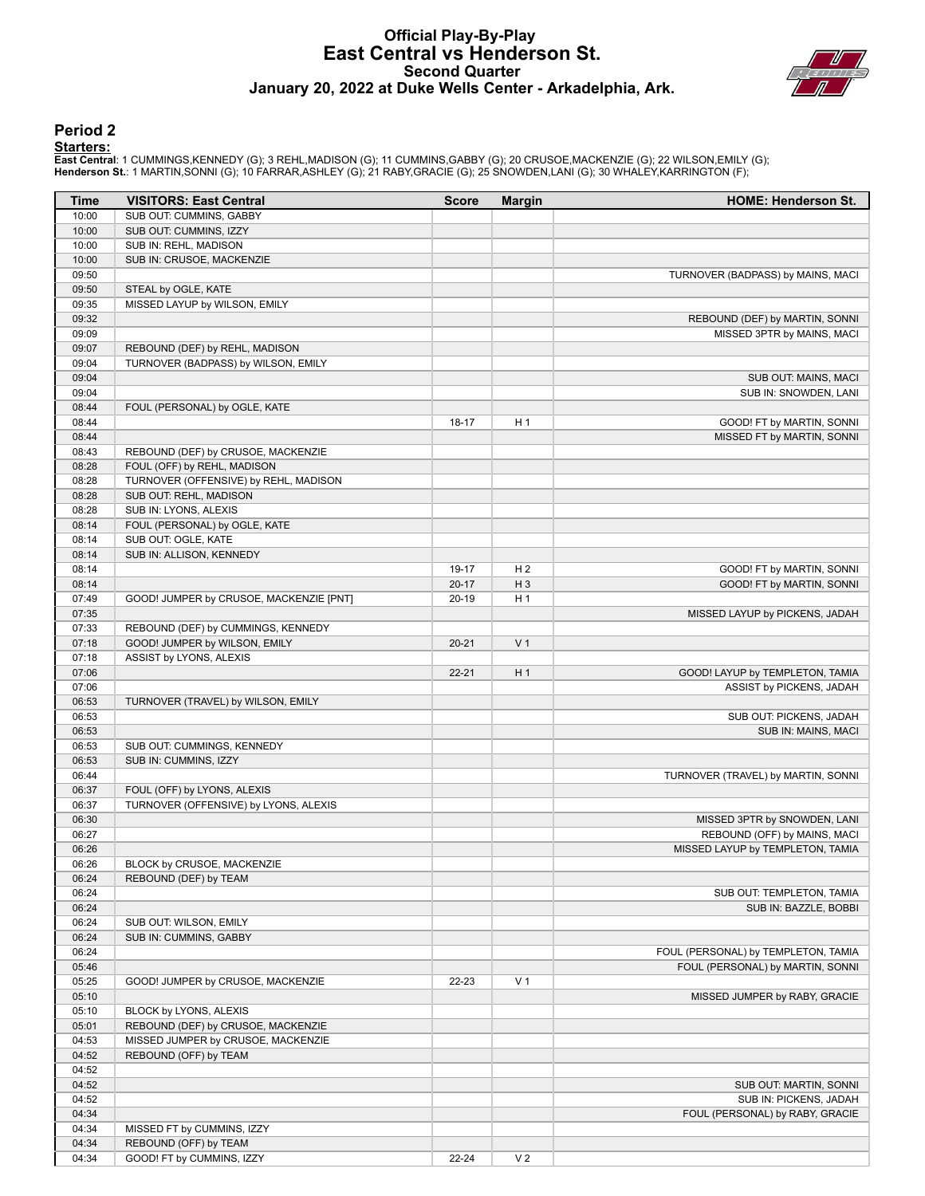# Official Play-By-Play
## East Central vs Henderson St.
### Second Quarter
### January 20, 2022 at Duke Wells Center - Arkadelphia, Ark.

## Period 2

**Starters:**

**East Central**: 1 CUMMINGS,KENNEDY (G); 3 REHL,MADISON (G); 11 CUMMINS,GABBY (G); 20 CRUSOE,MACKENZIE (G); 22 WILSON,EMILY (G);
**Henderson St.**: 1 MARTIN,SONNI (G); 10 FARRAR,ASHLEY (G); 21 RABY,GRACIE (G); 25 SNOWDEN,LANI (G); 30 WHALEY,KARRINGTON (F);

| Time | VISITORS: East Central | Score | Margin | HOME: Henderson St. |
|---|---|---|---|---|
| 10:00 | SUB OUT: CUMMINS, GABBY | | | |
| 10:00 | SUB OUT: CUMMINS, IZZY | | | |
| 10:00 | SUB IN: REHL, MADISON | | | |
| 10:00 | SUB IN: CRUSOE, MACKENZIE | | | |
| 09:50 | | | | TURNOVER (BADPASS) by MAINS, MACI |
| 09:50 | STEAL by OGLE, KATE | | | |
| 09:35 | MISSED LAYUP by WILSON, EMILY | | | |
| 09:32 | | | | REBOUND (DEF) by MARTIN, SONNI |
| 09:09 | | | | MISSED 3PTR by MAINS, MACI |
| 09:07 | REBOUND (DEF) by REHL, MADISON | | | |
| 09:04 | TURNOVER (BADPASS) by WILSON, EMILY | | | |
| 09:04 | | | | SUB OUT: MAINS, MACI |
| 09:04 | | | | SUB IN: SNOWDEN, LANI |
| 08:44 | FOUL (PERSONAL) by OGLE, KATE | | | |
| 08:44 | | 18-17 | H 1 | GOOD! FT by MARTIN, SONNI |
| 08:44 | | | | MISSED FT by MARTIN, SONNI |
| 08:43 | REBOUND (DEF) by CRUSOE, MACKENZIE | | | |
| 08:28 | FOUL (OFF) by REHL, MADISON | | | |
| 08:28 | TURNOVER (OFFENSIVE) by REHL, MADISON | | | |
| 08:28 | SUB OUT: REHL, MADISON | | | |
| 08:28 | SUB IN: LYONS, ALEXIS | | | |
| 08:14 | FOUL (PERSONAL) by OGLE, KATE | | | |
| 08:14 | SUB OUT: OGLE, KATE | | | |
| 08:14 | SUB IN: ALLISON, KENNEDY | | | |
| 08:14 | | 19-17 | H 2 | GOOD! FT by MARTIN, SONNI |
| 08:14 | | 20-17 | H 3 | GOOD! FT by MARTIN, SONNI |
| 07:49 | GOOD! JUMPER by CRUSOE, MACKENZIE [PNT] | 20-19 | H 1 | |
| 07:35 | | | | MISSED LAYUP by PICKENS, JADAH |
| 07:33 | REBOUND (DEF) by CUMMINGS, KENNEDY | | | |
| 07:18 | GOOD! JUMPER by WILSON, EMILY | 20-21 | V 1 | |
| 07:18 | ASSIST by LYONS, ALEXIS | | | |
| 07:06 | | 22-21 | H 1 | GOOD! LAYUP by TEMPLETON, TAMIA |
| 07:06 | | | | ASSIST by PICKENS, JADAH |
| 06:53 | TURNOVER (TRAVEL) by WILSON, EMILY | | | |
| 06:53 | | | | SUB OUT: PICKENS, JADAH |
| 06:53 | | | | SUB IN: MAINS, MACI |
| 06:53 | SUB OUT: CUMMINGS, KENNEDY | | | |
| 06:53 | SUB IN: CUMMINS, IZZY | | | |
| 06:44 | | | | TURNOVER (TRAVEL) by MARTIN, SONNI |
| 06:37 | FOUL (OFF) by LYONS, ALEXIS | | | |
| 06:37 | TURNOVER (OFFENSIVE) by LYONS, ALEXIS | | | |
| 06:30 | | | | MISSED 3PTR by SNOWDEN, LANI |
| 06:27 | | | | REBOUND (OFF) by MAINS, MACI |
| 06:26 | | | | MISSED LAYUP by TEMPLETON, TAMIA |
| 06:26 | BLOCK by CRUSOE, MACKENZIE | | | |
| 06:24 | REBOUND (DEF) by TEAM | | | |
| 06:24 | | | | SUB OUT: TEMPLETON, TAMIA |
| 06:24 | | | | SUB IN: BAZZLE, BOBBI |
| 06:24 | SUB OUT: WILSON, EMILY | | | |
| 06:24 | SUB IN: CUMMINS, GABBY | | | |
| 06:24 | | | | FOUL (PERSONAL) by TEMPLETON, TAMIA |
| 05:46 | | | | FOUL (PERSONAL) by MARTIN, SONNI |
| 05:25 | GOOD! JUMPER by CRUSOE, MACKENZIE | 22-23 | V 1 | |
| 05:10 | | | | MISSED JUMPER by RABY, GRACIE |
| 05:10 | BLOCK by LYONS, ALEXIS | | | |
| 05:01 | REBOUND (DEF) by CRUSOE, MACKENZIE | | | |
| 04:53 | MISSED JUMPER by CRUSOE, MACKENZIE | | | |
| 04:52 | REBOUND (OFF) by TEAM | | | |
| 04:52 | | | | |
| 04:52 | | | | SUB OUT: MARTIN, SONNI |
| 04:52 | | | | SUB IN: PICKENS, JADAH |
| 04:34 | | | | FOUL (PERSONAL) by RABY, GRACIE |
| 04:34 | MISSED FT by CUMMINS, IZZY | | | |
| 04:34 | REBOUND (OFF) by TEAM | | | |
| 04:34 | GOOD! FT by CUMMINS, IZZY | 22-24 | V 2 | |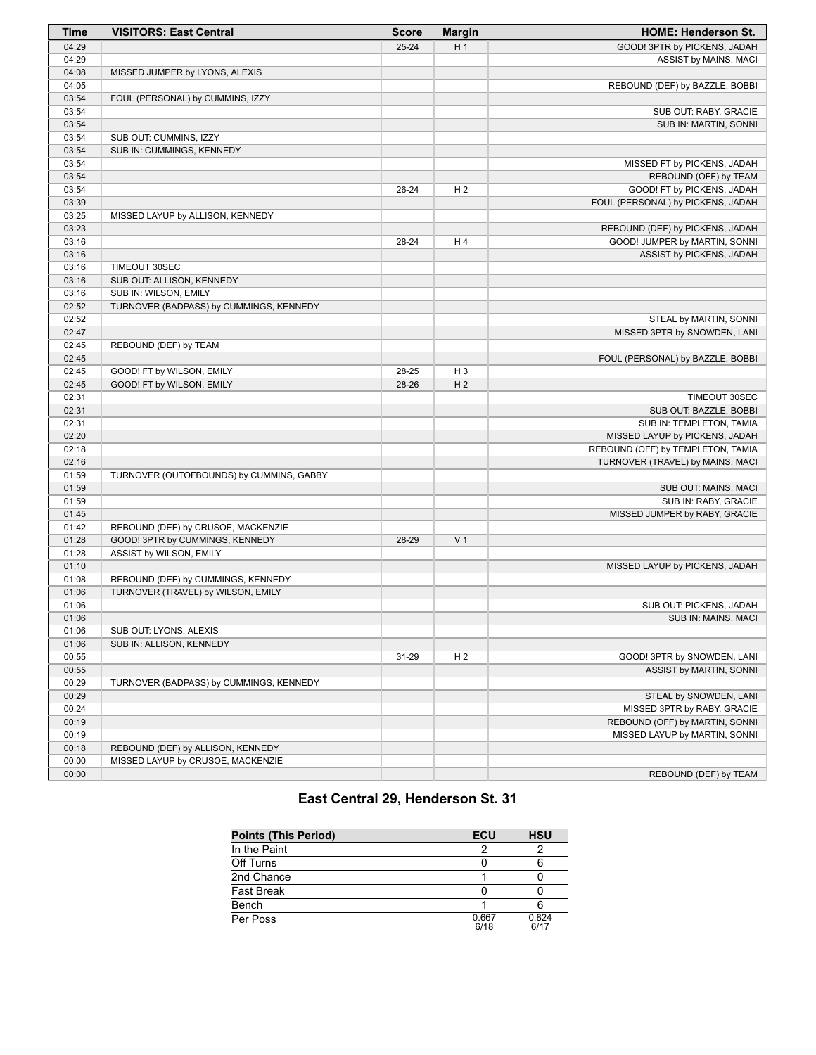| Time | VISITORS: East Central | Score | Margin | HOME: Henderson St. |
| --- | --- | --- | --- | --- |
| 04:29 | | 25-24 | H 1 | GOOD! 3PTR by PICKENS, JADAH |
| 04:29 | | | | ASSIST by MAINS, MACI |
| 04:08 | MISSED JUMPER by LYONS, ALEXIS | | | |
| 04:05 | | | | REBOUND (DEF) by BAZZLE, BOBBI |
| 03:54 | FOUL (PERSONAL) by CUMMINS, IZZY | | | |
| 03:54 | | | | SUB OUT: RABY, GRACIE |
| 03:54 | | | | SUB IN: MARTIN, SONNI |
| 03:54 | SUB OUT: CUMMINS, IZZY | | | |
| 03:54 | SUB IN: CUMMINGS, KENNEDY | | | |
| 03:54 | | | | MISSED FT by PICKENS, JADAH |
| 03:54 | | | | REBOUND (OFF) by TEAM |
| 03:54 | | 26-24 | H 2 | GOOD! FT by PICKENS, JADAH |
| 03:39 | | | | FOUL (PERSONAL) by PICKENS, JADAH |
| 03:25 | MISSED LAYUP by ALLISON, KENNEDY | | | |
| 03:23 | | | | REBOUND (DEF) by PICKENS, JADAH |
| 03:16 | | 28-24 | H 4 | GOOD! JUMPER by MARTIN, SONNI |
| 03:16 | | | | ASSIST by PICKENS, JADAH |
| 03:16 | TIMEOUT 30SEC | | | |
| 03:16 | SUB OUT: ALLISON, KENNEDY | | | |
| 03:16 | SUB IN: WILSON, EMILY | | | |
| 02:52 | TURNOVER (BADPASS) by CUMMINGS, KENNEDY | | | |
| 02:52 | | | | STEAL by MARTIN, SONNI |
| 02:47 | | | | MISSED 3PTR by SNOWDEN, LANI |
| 02:45 | REBOUND (DEF) by TEAM | | | |
| 02:45 | | | | FOUL (PERSONAL) by BAZZLE, BOBBI |
| 02:45 | GOOD! FT by WILSON, EMILY | 28-25 | H 3 | |
| 02:45 | GOOD! FT by WILSON, EMILY | 28-26 | H 2 | |
| 02:31 | | | | TIMEOUT 30SEC |
| 02:31 | | | | SUB OUT: BAZZLE, BOBBI |
| 02:31 | | | | SUB IN: TEMPLETON, TAMIA |
| 02:20 | | | | MISSED LAYUP by PICKENS, JADAH |
| 02:18 | | | | REBOUND (OFF) by TEMPLETON, TAMIA |
| 02:16 | | | | TURNOVER (TRAVEL) by MAINS, MACI |
| 01:59 | TURNOVER (OUTOFBOUNDS) by CUMMINS, GABBY | | | |
| 01:59 | | | | SUB OUT: MAINS, MACI |
| 01:59 | | | | SUB IN: RABY, GRACIE |
| 01:45 | | | | MISSED JUMPER by RABY, GRACIE |
| 01:42 | REBOUND (DEF) by CRUSOE, MACKENZIE | | | |
| 01:28 | GOOD! 3PTR by CUMMINGS, KENNEDY | 28-29 | V 1 | |
| 01:28 | ASSIST by WILSON, EMILY | | | |
| 01:10 | | | | MISSED LAYUP by PICKENS, JADAH |
| 01:08 | REBOUND (DEF) by CUMMINGS, KENNEDY | | | |
| 01:06 | TURNOVER (TRAVEL) by WILSON, EMILY | | | |
| 01:06 | | | | SUB OUT: PICKENS, JADAH |
| 01:06 | | | | SUB IN: MAINS, MACI |
| 01:06 | SUB OUT: LYONS, ALEXIS | | | |
| 01:06 | SUB IN: ALLISON, KENNEDY | | | |
| 00:55 | | 31-29 | H 2 | GOOD! 3PTR by SNOWDEN, LANI |
| 00:55 | | | | ASSIST by MARTIN, SONNI |
| 00:29 | TURNOVER (BADPASS) by CUMMINGS, KENNEDY | | | |
| 00:29 | | | | STEAL by SNOWDEN, LANI |
| 00:24 | | | | MISSED 3PTR by RABY, GRACIE |
| 00:19 | | | | REBOUND (OFF) by MARTIN, SONNI |
| 00:19 | | | | MISSED LAYUP by MARTIN, SONNI |
| 00:18 | REBOUND (DEF) by ALLISON, KENNEDY | | | |
| 00:00 | MISSED LAYUP by CRUSOE, MACKENZIE | | | |
| 00:00 | | | | REBOUND (DEF) by TEAM |

## East Central 29, Henderson St. 31

| Points (This Period) | ECU | HSU |
| --- | --- | --- |
| In the Paint | 2 | 2 |
| Off Turns | 0 | 6 |
| 2nd Chance | 1 | 0 |
| Fast Break | 0 | 0 |
| Bench | 1 | 6 |
| Per Poss | 0.667 6/18 | 0.824 6/17 |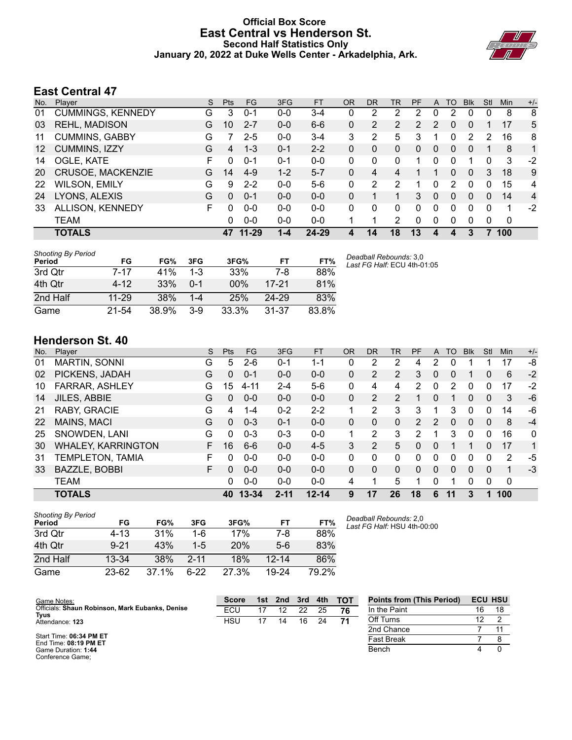# Official Box Score
## East Central vs Henderson St.
### Second Half Statistics Only
### January 20, 2022 at Duke Wells Center - Arkadelphia, Ark.

## East Central 47

| No. | Player | S | Pts | FG | 3FG | FT | OR | DR | TR | PF | A | TO | Blk | Stl | Min | +/- |
|---|---|---|---|---|---|---|---|---|---|---|---|---|---|---|---|---|
| 01 | CUMMINGS, KENNEDY | G | 3 | 0-1 | 0-0 | 3-4 | 0 | 2 | 2 | 2 | 0 | 2 | 0 | 0 | 8 | 8 |
| 03 | REHL, MADISON | G | 10 | 2-7 | 0-0 | 6-6 | 0 | 2 | 2 | 2 | 2 | 0 | 0 | 1 | 17 | 5 |
| 11 | CUMMINS, GABBY | G | 7 | 2-5 | 0-0 | 3-4 | 3 | 2 | 5 | 3 | 1 | 0 | 2 | 2 | 16 | 8 |
| 12 | CUMMINS, IZZY | G | 4 | 1-3 | 0-1 | 2-2 | 0 | 0 | 0 | 0 | 0 | 0 | 0 | 1 | 8 | 1 |
| 14 | OGLE, KATE | F | 0 | 0-1 | 0-1 | 0-0 | 0 | 0 | 0 | 1 | 0 | 0 | 1 | 0 | 3 | -2 |
| 20 | CRUSOE, MACKENZIE | G | 14 | 4-9 | 1-2 | 5-7 | 0 | 4 | 4 | 1 | 1 | 0 | 0 | 3 | 18 | 9 |
| 22 | WILSON, EMILY | G | 9 | 2-2 | 0-0 | 5-6 | 0 | 2 | 2 | 1 | 0 | 2 | 0 | 0 | 15 | 4 |
| 24 | LYONS, ALEXIS | G | 0 | 0-1 | 0-0 | 0-0 | 0 | 1 | 1 | 3 | 0 | 0 | 0 | 0 | 14 | 4 |
| 33 | ALLISON, KENNEDY | F | 0 | 0-0 | 0-0 | 0-0 | 0 | 0 | 0 | 0 | 0 | 0 | 0 | 0 | 1 | -2 |
| | TEAM | | 0 | 0-0 | 0-0 | 0-0 | 1 | 1 | 2 | 0 | 0 | 0 | 0 | 0 | 0 | |
| | **TOTALS** | | **47** | **11-29** | **1-4** | **24-29** | **4** | **14** | **18** | **13** | **4** | **4** | **3** | **7** | **100** | |

*Shooting By Period*

| Period | FG | FG% | 3FG | 3FG% | FT | FT% |
|---|---|---|---|---|---|---|
| 3rd Qtr | 7-17 | 41% | 1-3 | 33% | 7-8 | 88% |
| 4th Qtr | 4-12 | 33% | 0-1 | 00% | 17-21 | 81% |
| 2nd Half | 11-29 | 38% | 1-4 | 25% | 24-29 | 83% |
| Game | 21-54 | 38.9% | 3-9 | 33.3% | 31-37 | 83.8% |

*Deadball Rebounds:* 3,0
*Last FG Half:* ECU 4th-01:05

## Henderson St. 40

| No. | Player | S | Pts | FG | 3FG | FT | OR | DR | TR | PF | A | TO | Blk | Stl | Min | +/- |
|---|---|---|---|---|---|---|---|---|---|---|---|---|---|---|---|---|
| 01 | MARTIN, SONNI | G | 5 | 2-6 | 0-1 | 1-1 | 0 | 2 | 2 | 4 | 2 | 0 | 1 | 1 | 17 | -8 |
| 02 | PICKENS, JADAH | G | 0 | 0-1 | 0-0 | 0-0 | 0 | 2 | 2 | 3 | 0 | 0 | 1 | 0 | 6 | -2 |
| 10 | FARRAR, ASHLEY | G | 15 | 4-11 | 2-4 | 5-6 | 0 | 4 | 4 | 2 | 0 | 2 | 0 | 0 | 17 | -2 |
| 14 | JILES, ABBIE | G | 0 | 0-0 | 0-0 | 0-0 | 0 | 2 | 2 | 1 | 0 | 1 | 0 | 0 | 3 | -6 |
| 21 | RABY, GRACIE | G | 4 | 1-4 | 0-2 | 2-2 | 1 | 2 | 3 | 3 | 1 | 3 | 0 | 0 | 14 | -6 |
| 22 | MAINS, MACI | G | 0 | 0-3 | 0-1 | 0-0 | 0 | 0 | 0 | 2 | 2 | 0 | 0 | 0 | 8 | -4 |
| 25 | SNOWDEN, LANI | G | 0 | 0-3 | 0-3 | 0-0 | 1 | 2 | 3 | 2 | 1 | 3 | 0 | 0 | 16 | 0 |
| 30 | WHALEY, KARRINGTON | F | 16 | 6-6 | 0-0 | 4-5 | 3 | 2 | 5 | 0 | 0 | 1 | 1 | 0 | 17 | 1 |
| 31 | TEMPLETON, TAMIA | F | 0 | 0-0 | 0-0 | 0-0 | 0 | 0 | 0 | 0 | 0 | 0 | 0 | 0 | 2 | -5 |
| 33 | BAZZLE, BOBBI | F | 0 | 0-0 | 0-0 | 0-0 | 0 | 0 | 0 | 0 | 0 | 0 | 0 | 0 | 1 | -3 |
| | TEAM | | 0 | 0-0 | 0-0 | 0-0 | 4 | 1 | 5 | 1 | 0 | 1 | 0 | 0 | 0 | |
| | **TOTALS** | | **40** | **13-34** | **2-11** | **12-14** | **9** | **17** | **26** | **18** | **6** | **11** | **3** | **1** | **100** | |

*Shooting By Period*

| Period | FG | FG% | 3FG | 3FG% | FT | FT% |
|---|---|---|---|---|---|---|
| 3rd Qtr | 4-13 | 31% | 1-6 | 17% | 7-8 | 88% |
| 4th Qtr | 9-21 | 43% | 1-5 | 20% | 5-6 | 83% |
| 2nd Half | 13-34 | 38% | 2-11 | 18% | 12-14 | 86% |
| Game | 23-62 | 37.1% | 6-22 | 27.3% | 19-24 | 79.2% |

*Deadball Rebounds:* 2,0
*Last FG Half:* HSU 4th-00:00

Game Notes:
Officials: **Shaun Robinson, Mark Eubanks, Denise Tyus**
Attendance: **123**

Start Time: **06:34 PM ET**
End Time: **08:19 PM ET**
Game Duration: **1:44**
Conference Game;

| Score | 1st | 2nd | 3rd | 4th | TOT |
|---|---|---|---|---|---|
| ECU | 17 | 12 | 22 | 25 | **76** |
| HSU | 17 | 14 | 16 | 24 | **71** |

| Points from (This Period) | ECU | HSU |
|---|---|---|
| In the Paint | 16 | 18 |
| Off Turns | 12 | 2 |
| 2nd Chance | 7 | 11 |
| Fast Break | 7 | 8 |
| Bench | 4 | 0 |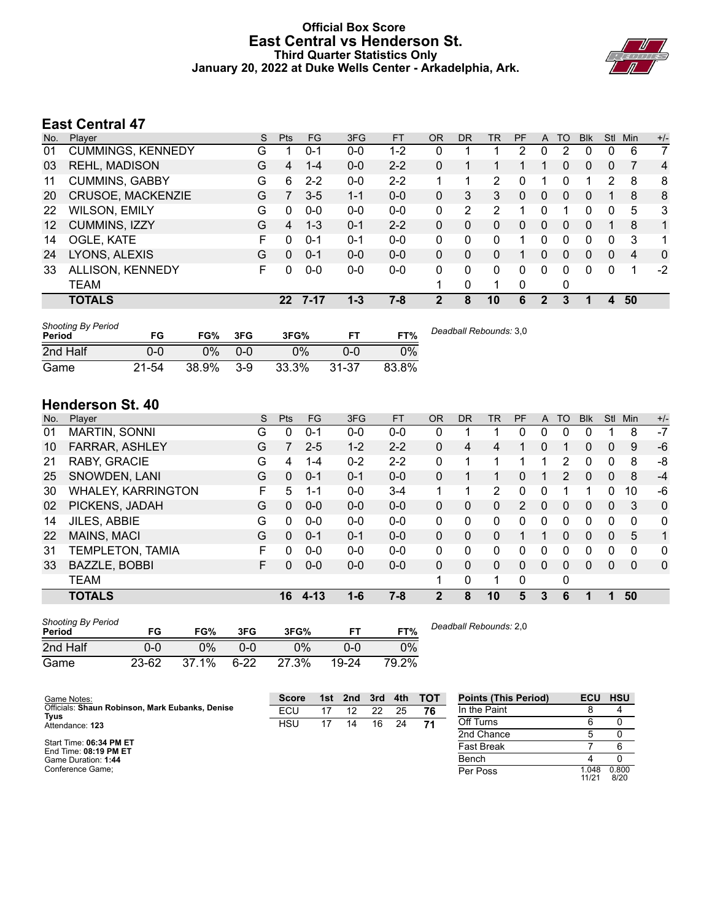# Official Box Score
# East Central vs Henderson St.
### Third Quarter Statistics Only
### January 20, 2022 at Duke Wells Center - Arkadelphia, Ark.

## East Central 47

| No. | Player | S | Pts | FG | 3FG | FT | OR | DR | TR | PF | A | TO | Blk | Stl | Min | +/- |
|---|---|---|---|---|---|---|---|---|---|---|---|---|---|---|---|---|
| 01 | CUMMINGS, KENNEDY | G | 1 | 0-1 | 0-0 | 1-2 | 0 | 1 | 1 | 2 | 0 | 2 | 0 | 0 | 6 | 7 |
| 03 | REHL, MADISON | G | 4 | 1-4 | 0-0 | 2-2 | 0 | 1 | 1 | 1 | 1 | 0 | 0 | 0 | 7 | 4 |
| 11 | CUMMINS, GABBY | G | 6 | 2-2 | 0-0 | 2-2 | 1 | 1 | 2 | 0 | 1 | 0 | 1 | 2 | 8 | 8 |
| 20 | CRUSOE, MACKENZIE | G | 7 | 3-5 | 1-1 | 0-0 | 0 | 3 | 3 | 0 | 0 | 0 | 0 | 1 | 8 | 8 |
| 22 | WILSON, EMILY | G | 0 | 0-0 | 0-0 | 0-0 | 0 | 2 | 2 | 1 | 0 | 1 | 0 | 0 | 5 | 3 |
| 12 | CUMMINS, IZZY | G | 4 | 1-3 | 0-1 | 2-2 | 0 | 0 | 0 | 0 | 0 | 0 | 0 | 1 | 8 | 1 |
| 14 | OGLE, KATE | F | 0 | 0-1 | 0-1 | 0-0 | 0 | 0 | 0 | 1 | 0 | 0 | 0 | 0 | 3 | 1 |
| 24 | LYONS, ALEXIS | G | 0 | 0-1 | 0-0 | 0-0 | 0 | 0 | 0 | 1 | 0 | 0 | 0 | 0 | 4 | 0 |
| 33 | ALLISON, KENNEDY | F | 0 | 0-0 | 0-0 | 0-0 | 0 | 0 | 0 | 0 | 0 | 0 | 0 | 0 | 1 | -2 |
| | TEAM | | | | | | 1 | 0 | 1 | 0 | | 0 | | | | |
| | **TOTALS** | | **22** | **7-17** | **1-3** | **7-8** | **2** | **8** | **10** | **6** | **2** | **3** | **1** | **4** | **50** | |

*Shooting By Period*

| Period | FG | FG% | 3FG | 3FG% | FT | FT% |
|---|---|---|---|---|---|---|
| 2nd Half | 0-0 | 0% | 0-0 | 0% | 0-0 | 0% |
| Game | 21-54 | 38.9% | 3-9 | 33.3% | 31-37 | 83.8% |

*Deadball Rebounds:* 3,0

## Henderson St. 40

| No. | Player | S | Pts | FG | 3FG | FT | OR | DR | TR | PF | A | TO | Blk | Stl | Min | +/- |
|---|---|---|---|---|---|---|---|---|---|---|---|---|---|---|---|---|
| 01 | MARTIN, SONNI | G | 0 | 0-1 | 0-0 | 0-0 | 0 | 1 | 1 | 0 | 0 | 0 | 0 | 1 | 8 | -7 |
| 10 | FARRAR, ASHLEY | G | 7 | 2-5 | 1-2 | 2-2 | 0 | 4 | 4 | 1 | 0 | 1 | 0 | 0 | 9 | -6 |
| 21 | RABY, GRACIE | G | 4 | 1-4 | 0-2 | 2-2 | 0 | 1 | 1 | 1 | 1 | 2 | 0 | 0 | 8 | -8 |
| 25 | SNOWDEN, LANI | G | 0 | 0-1 | 0-1 | 0-0 | 0 | 1 | 1 | 0 | 1 | 2 | 0 | 0 | 8 | -4 |
| 30 | WHALEY, KARRINGTON | F | 5 | 1-1 | 0-0 | 3-4 | 1 | 1 | 2 | 0 | 0 | 1 | 1 | 0 | 10 | -6 |
| 02 | PICKENS, JADAH | G | 0 | 0-0 | 0-0 | 0-0 | 0 | 0 | 0 | 2 | 0 | 0 | 0 | 0 | 3 | 0 |
| 14 | JILES, ABBIE | G | 0 | 0-0 | 0-0 | 0-0 | 0 | 0 | 0 | 0 | 0 | 0 | 0 | 0 | 0 | 0 |
| 22 | MAINS, MACI | G | 0 | 0-1 | 0-1 | 0-0 | 0 | 0 | 0 | 1 | 1 | 0 | 0 | 0 | 5 | 1 |
| 31 | TEMPLETON, TAMIA | F | 0 | 0-0 | 0-0 | 0-0 | 0 | 0 | 0 | 0 | 0 | 0 | 0 | 0 | 0 | 0 |
| 33 | BAZZLE, BOBBI | F | 0 | 0-0 | 0-0 | 0-0 | 0 | 0 | 0 | 0 | 0 | 0 | 0 | 0 | 0 | 0 |
| | TEAM | | | | | | 1 | 0 | 1 | 0 | | 0 | | | | |
| | **TOTALS** | | **16** | **4-13** | **1-6** | **7-8** | **2** | **8** | **10** | **5** | **3** | **6** | **1** | **1** | **50** | |

*Shooting By Period*

| Period | FG | FG% | 3FG | 3FG% | FT | FT% |
|---|---|---|---|---|---|---|
| 2nd Half | 0-0 | 0% | 0-0 | 0% | 0-0 | 0% |
| Game | 23-62 | 37.1% | 6-22 | 27.3% | 19-24 | 79.2% |

*Deadball Rebounds:* 2,0

Game Notes:
Officials: **Shaun Robinson, Mark Eubanks, Denise Tyus**
Attendance: **123**

Start Time: **06:34 PM ET**
End Time: **08:19 PM ET**
Game Duration: **1:44**
Conference Game;

| Score | 1st | 2nd | 3rd | 4th | TOT |
|---|---|---|---|---|---|
| ECU | 17 | 12 | 22 | 25 | **76** |
| HSU | 17 | 14 | 16 | 24 | **71** |

| Points (This Period) | ECU | HSU |
|---|---|---|
| In the Paint | 8 | 4 |
| Off Turns | 6 | 0 |
| 2nd Chance | 5 | 0 |
| Fast Break | 7 | 6 |
| Bench | 4 | 0 |
| Per Poss | 1.048 11/21 | 0.800 8/20 |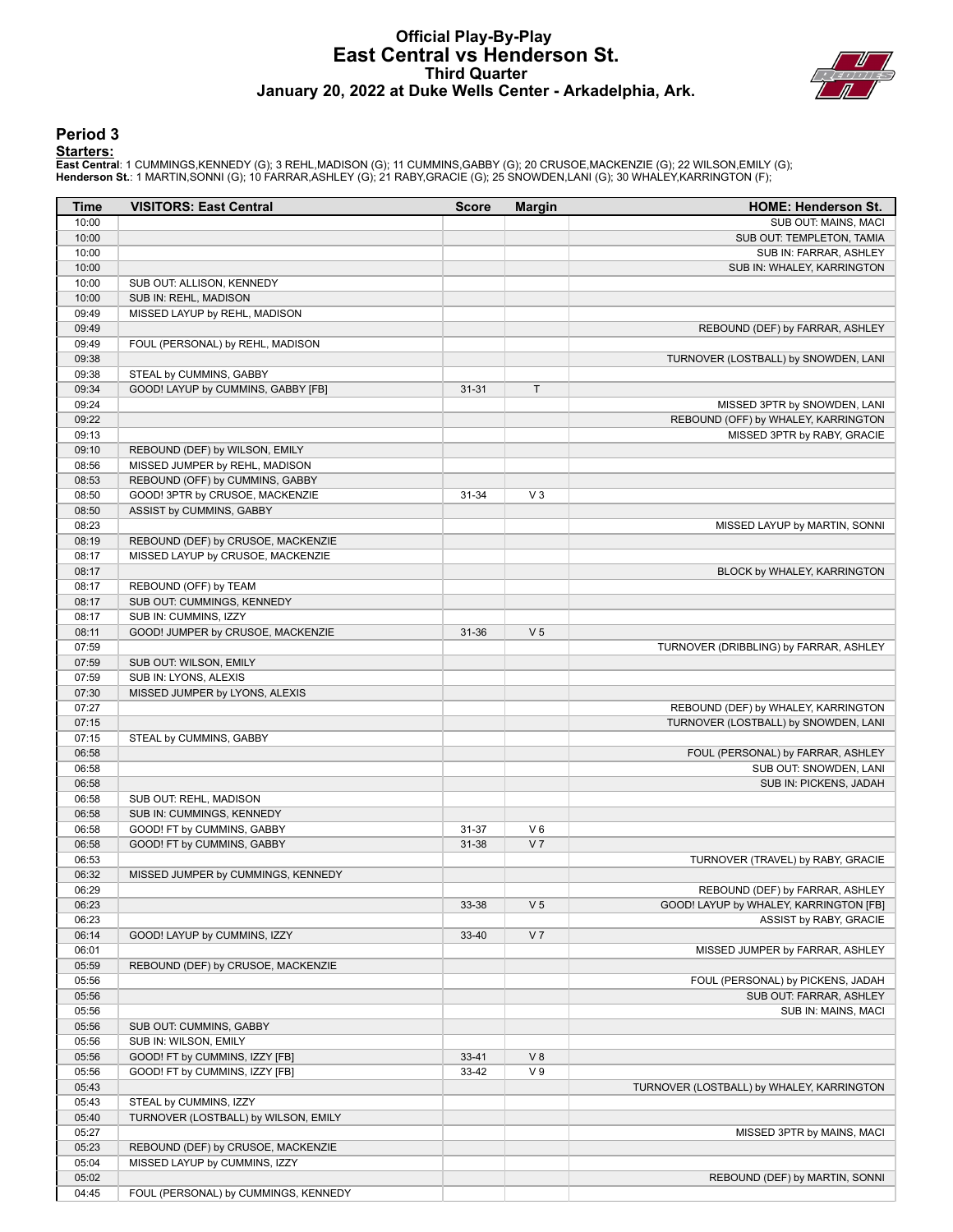# Official Play-By-Play
# East Central vs Henderson St.
## Third Quarter
### January 20, 2022 at Duke Wells Center - Arkadelphia, Ark.

## Period 3

**Starters:**

**East Central**: 1 CUMMINGS,KENNEDY (G); 3 REHL,MADISON (G); 11 CUMMINS,GABBY (G); 20 CRUSOE,MACKENZIE (G); 22 WILSON,EMILY (G);
**Henderson St.**: 1 MARTIN,SONNI (G); 10 FARRAR,ASHLEY (G); 21 RABY,GRACIE (G); 25 SNOWDEN,LANI (G); 30 WHALEY,KARRINGTON (F);

| Time | VISITORS: East Central | Score | Margin | HOME: Henderson St. |
|---|---|---|---|---|
| 10:00 | | | | SUB OUT: MAINS, MACI |
| 10:00 | | | | SUB OUT: TEMPLETON, TAMIA |
| 10:00 | | | | SUB IN: FARRAR, ASHLEY |
| 10:00 | | | | SUB IN: WHALEY, KARRINGTON |
| 10:00 | SUB OUT: ALLISON, KENNEDY | | | |
| 10:00 | SUB IN: REHL, MADISON | | | |
| 09:49 | MISSED LAYUP by REHL, MADISON | | | |
| 09:49 | | | | REBOUND (DEF) by FARRAR, ASHLEY |
| 09:49 | FOUL (PERSONAL) by REHL, MADISON | | | |
| 09:38 | | | | TURNOVER (LOSTBALL) by SNOWDEN, LANI |
| 09:38 | STEAL by CUMMINS, GABBY | | | |
| 09:34 | GOOD! LAYUP by CUMMINS, GABBY [FB] | 31-31 | T | |
| 09:24 | | | | MISSED 3PTR by SNOWDEN, LANI |
| 09:22 | | | | REBOUND (OFF) by WHALEY, KARRINGTON |
| 09:13 | | | | MISSED 3PTR by RABY, GRACIE |
| 09:10 | REBOUND (DEF) by WILSON, EMILY | | | |
| 08:56 | MISSED JUMPER by REHL, MADISON | | | |
| 08:53 | REBOUND (OFF) by CUMMINS, GABBY | | | |
| 08:50 | GOOD! 3PTR by CRUSOE, MACKENZIE | 31-34 | V 3 | |
| 08:50 | ASSIST by CUMMINS, GABBY | | | |
| 08:23 | | | | MISSED LAYUP by MARTIN, SONNI |
| 08:19 | REBOUND (DEF) by CRUSOE, MACKENZIE | | | |
| 08:17 | MISSED LAYUP by CRUSOE, MACKENZIE | | | |
| 08:17 | | | | BLOCK by WHALEY, KARRINGTON |
| 08:17 | REBOUND (OFF) by TEAM | | | |
| 08:17 | SUB OUT: CUMMINGS, KENNEDY | | | |
| 08:17 | SUB IN: CUMMINS, IZZY | | | |
| 08:11 | GOOD! JUMPER by CRUSOE, MACKENZIE | 31-36 | V 5 | |
| 07:59 | | | | TURNOVER (DRIBBLING) by FARRAR, ASHLEY |
| 07:59 | SUB OUT: WILSON, EMILY | | | |
| 07:59 | SUB IN: LYONS, ALEXIS | | | |
| 07:30 | MISSED JUMPER by LYONS, ALEXIS | | | |
| 07:27 | | | | REBOUND (DEF) by WHALEY, KARRINGTON |
| 07:15 | | | | TURNOVER (LOSTBALL) by SNOWDEN, LANI |
| 07:15 | STEAL by CUMMINS, GABBY | | | |
| 06:58 | | | | FOUL (PERSONAL) by FARRAR, ASHLEY |
| 06:58 | | | | SUB OUT: SNOWDEN, LANI |
| 06:58 | | | | SUB IN: PICKENS, JADAH |
| 06:58 | SUB OUT: REHL, MADISON | | | |
| 06:58 | SUB IN: CUMMINGS, KENNEDY | | | |
| 06:58 | GOOD! FT by CUMMINS, GABBY | 31-37 | V 6 | |
| 06:58 | GOOD! FT by CUMMINS, GABBY | 31-38 | V 7 | |
| 06:53 | | | | TURNOVER (TRAVEL) by RABY, GRACIE |
| 06:32 | MISSED JUMPER by CUMMINGS, KENNEDY | | | |
| 06:29 | | | | REBOUND (DEF) by FARRAR, ASHLEY |
| 06:23 | | 33-38 | V 5 | GOOD! LAYUP by WHALEY, KARRINGTON [FB] |
| 06:23 | | | | ASSIST by RABY, GRACIE |
| 06:14 | GOOD! LAYUP by CUMMINS, IZZY | 33-40 | V 7 | |
| 06:01 | | | | MISSED JUMPER by FARRAR, ASHLEY |
| 05:59 | REBOUND (DEF) by CRUSOE, MACKENZIE | | | |
| 05:56 | | | | FOUL (PERSONAL) by PICKENS, JADAH |
| 05:56 | | | | SUB OUT: FARRAR, ASHLEY |
| 05:56 | | | | SUB IN: MAINS, MACI |
| 05:56 | SUB OUT: CUMMINS, GABBY | | | |
| 05:56 | SUB IN: WILSON, EMILY | | | |
| 05:56 | GOOD! FT by CUMMINS, IZZY [FB] | 33-41 | V 8 | |
| 05:56 | GOOD! FT by CUMMINS, IZZY [FB] | 33-42 | V 9 | |
| 05:43 | | | | TURNOVER (LOSTBALL) by WHALEY, KARRINGTON |
| 05:43 | STEAL by CUMMINS, IZZY | | | |
| 05:40 | TURNOVER (LOSTBALL) by WILSON, EMILY | | | |
| 05:27 | | | | MISSED 3PTR by MAINS, MACI |
| 05:23 | REBOUND (DEF) by CRUSOE, MACKENZIE | | | |
| 05:04 | MISSED LAYUP by CUMMINS, IZZY | | | |
| 05:02 | | | | REBOUND (DEF) by MARTIN, SONNI |
| 04:45 | FOUL (PERSONAL) by CUMMINGS, KENNEDY | | | |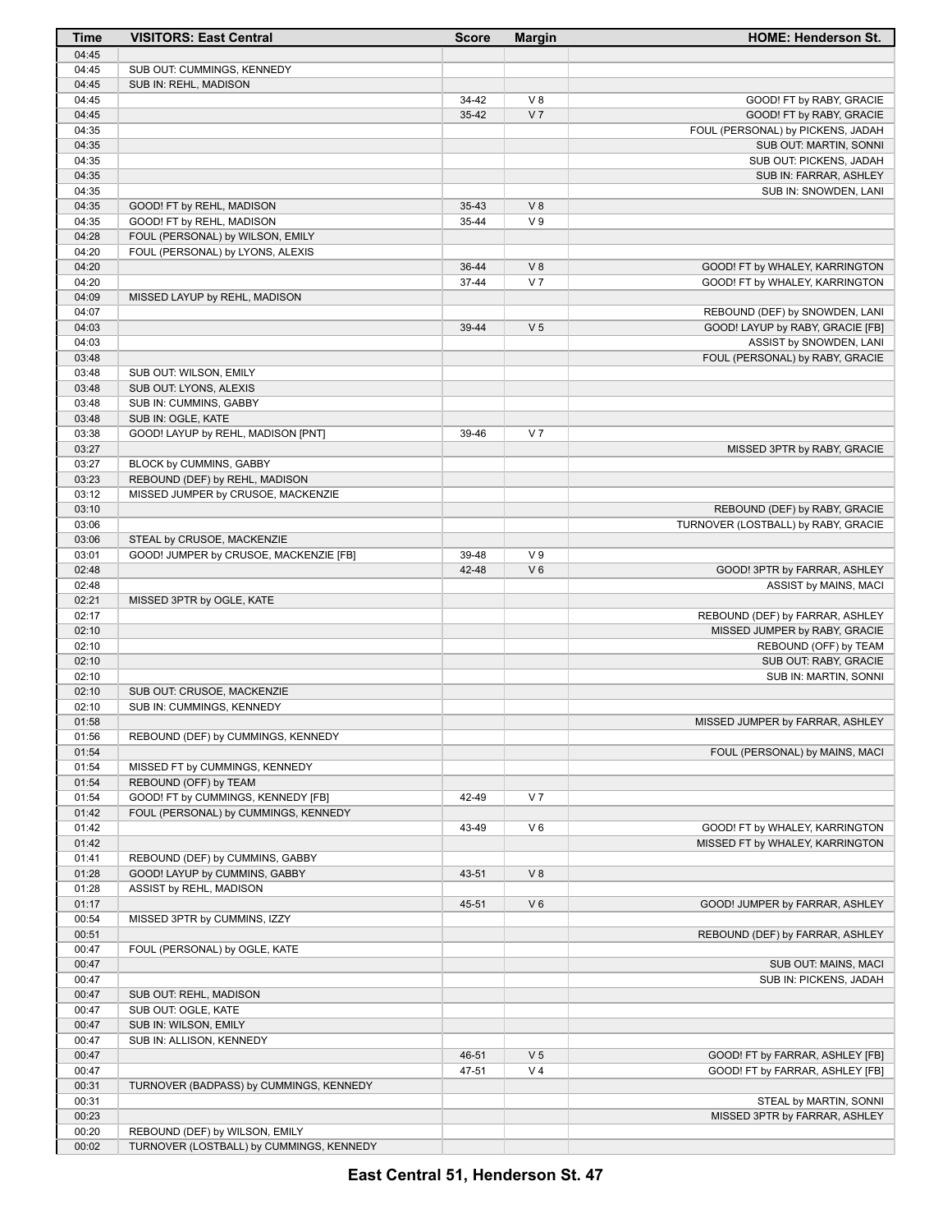| Time | VISITORS: East Central | Score | Margin | HOME: Henderson St. |
|---|---|---|---|---|
| 04:45 | | | | |
| 04:45 | SUB OUT: CUMMINGS, KENNEDY | | | |
| 04:45 | SUB IN: REHL, MADISON | | | |
| 04:45 | | 34-42 | V 8 | GOOD! FT by RABY, GRACIE |
| 04:45 | | 35-42 | V 7 | GOOD! FT by RABY, GRACIE |
| 04:35 | | | | FOUL (PERSONAL) by PICKENS, JADAH |
| 04:35 | | | | SUB OUT: MARTIN, SONNI |
| 04:35 | | | | SUB OUT: PICKENS, JADAH |
| 04:35 | | | | SUB IN: FARRAR, ASHLEY |
| 04:35 | | | | SUB IN: SNOWDEN, LANI |
| 04:35 | GOOD! FT by REHL, MADISON | 35-43 | V 8 | |
| 04:35 | GOOD! FT by REHL, MADISON | 35-44 | V 9 | |
| 04:28 | FOUL (PERSONAL) by WILSON, EMILY | | | |
| 04:20 | FOUL (PERSONAL) by LYONS, ALEXIS | | | |
| 04:20 | | 36-44 | V 8 | GOOD! FT by WHALEY, KARRINGTON |
| 04:20 | | 37-44 | V 7 | GOOD! FT by WHALEY, KARRINGTON |
| 04:09 | MISSED LAYUP by REHL, MADISON | | | |
| 04:07 | | | | REBOUND (DEF) by SNOWDEN, LANI |
| 04:03 | | 39-44 | V 5 | GOOD! LAYUP by RABY, GRACIE [FB] |
| 04:03 | | | | ASSIST by SNOWDEN, LANI |
| 03:48 | | | | FOUL (PERSONAL) by RABY, GRACIE |
| 03:48 | SUB OUT: WILSON, EMILY | | | |
| 03:48 | SUB OUT: LYONS, ALEXIS | | | |
| 03:48 | SUB IN: CUMMINS, GABBY | | | |
| 03:48 | SUB IN: OGLE, KATE | | | |
| 03:38 | GOOD! LAYUP by REHL, MADISON [PNT] | 39-46 | V 7 | |
| 03:27 | | | | MISSED 3PTR by RABY, GRACIE |
| 03:27 | BLOCK by CUMMINS, GABBY | | | |
| 03:23 | REBOUND (DEF) by REHL, MADISON | | | |
| 03:12 | MISSED JUMPER by CRUSOE, MACKENZIE | | | |
| 03:10 | | | | REBOUND (DEF) by RABY, GRACIE |
| 03:06 | | | | TURNOVER (LOSTBALL) by RABY, GRACIE |
| 03:06 | STEAL by CRUSOE, MACKENZIE | | | |
| 03:01 | GOOD! JUMPER by CRUSOE, MACKENZIE [FB] | 39-48 | V 9 | |
| 02:48 | | 42-48 | V 6 | GOOD! 3PTR by FARRAR, ASHLEY |
| 02:48 | | | | ASSIST by MAINS, MACI |
| 02:21 | MISSED 3PTR by OGLE, KATE | | | |
| 02:17 | | | | REBOUND (DEF) by FARRAR, ASHLEY |
| 02:10 | | | | MISSED JUMPER by RABY, GRACIE |
| 02:10 | | | | REBOUND (OFF) by TEAM |
| 02:10 | | | | SUB OUT: RABY, GRACIE |
| 02:10 | | | | SUB IN: MARTIN, SONNI |
| 02:10 | SUB OUT: CRUSOE, MACKENZIE | | | |
| 02:10 | SUB IN: CUMMINGS, KENNEDY | | | |
| 01:58 | | | | MISSED JUMPER by FARRAR, ASHLEY |
| 01:56 | REBOUND (DEF) by CUMMINGS, KENNEDY | | | |
| 01:54 | | | | FOUL (PERSONAL) by MAINS, MACI |
| 01:54 | MISSED FT by CUMMINGS, KENNEDY | | | |
| 01:54 | REBOUND (OFF) by TEAM | | | |
| 01:54 | GOOD! FT by CUMMINGS, KENNEDY [FB] | 42-49 | V 7 | |
| 01:42 | FOUL (PERSONAL) by CUMMINGS, KENNEDY | | | |
| 01:42 | | 43-49 | V 6 | GOOD! FT by WHALEY, KARRINGTON |
| 01:42 | | | | MISSED FT by WHALEY, KARRINGTON |
| 01:41 | REBOUND (DEF) by CUMMINS, GABBY | | | |
| 01:28 | GOOD! LAYUP by CUMMINS, GABBY | 43-51 | V 8 | |
| 01:28 | ASSIST by REHL, MADISON | | | |
| 01:17 | | 45-51 | V 6 | GOOD! JUMPER by FARRAR, ASHLEY |
| 00:54 | MISSED 3PTR by CUMMINS, IZZY | | | |
| 00:51 | | | | REBOUND (DEF) by FARRAR, ASHLEY |
| 00:47 | FOUL (PERSONAL) by OGLE, KATE | | | |
| 00:47 | | | | SUB OUT: MAINS, MACI |
| 00:47 | | | | SUB IN: PICKENS, JADAH |
| 00:47 | SUB OUT: REHL, MADISON | | | |
| 00:47 | SUB OUT: OGLE, KATE | | | |
| 00:47 | SUB IN: WILSON, EMILY | | | |
| 00:47 | SUB IN: ALLISON, KENNEDY | | | |
| 00:47 | | 46-51 | V 5 | GOOD! FT by FARRAR, ASHLEY [FB] |
| 00:47 | | 47-51 | V 4 | GOOD! FT by FARRAR, ASHLEY [FB] |
| 00:31 | TURNOVER (BADPASS) by CUMMINGS, KENNEDY | | | |
| 00:31 | | | | STEAL by MARTIN, SONNI |
| 00:23 | | | | MISSED 3PTR by FARRAR, ASHLEY |
| 00:20 | REBOUND (DEF) by WILSON, EMILY | | | |
| 00:02 | TURNOVER (LOSTBALL) by CUMMINGS, KENNEDY | | | |

**East Central 51, Henderson St. 47**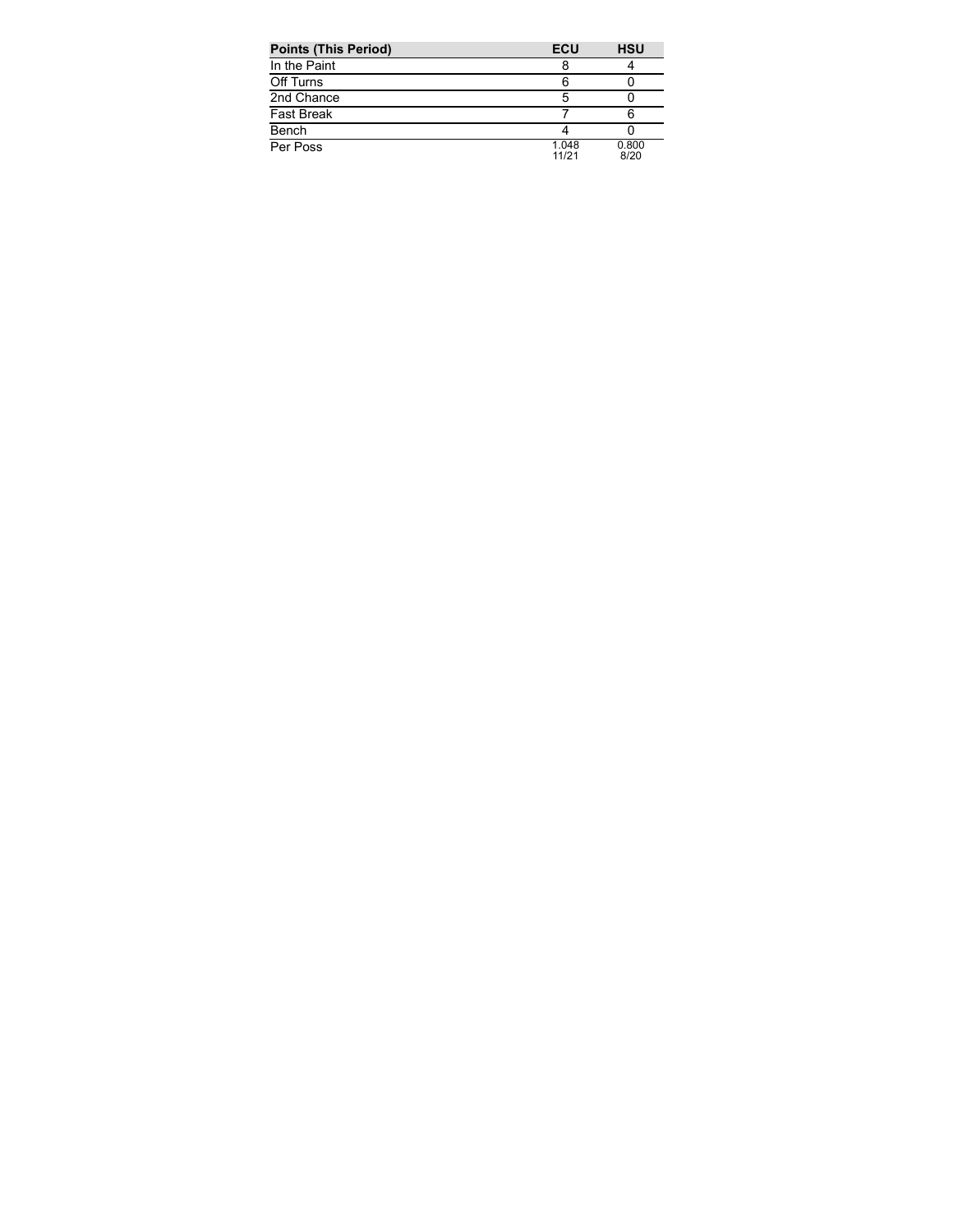| Points (This Period) | ECU | HSU |
|---|---|---|
| In the Paint | 8 | 4 |
| Off Turns | 6 | 0 |
| 2nd Chance | 5 | 0 |
| Fast Break | 7 | 6 |
| Bench | 4 | 0 |
| Per Poss | 1.048<br>11/21 | 0.800<br>8/20 |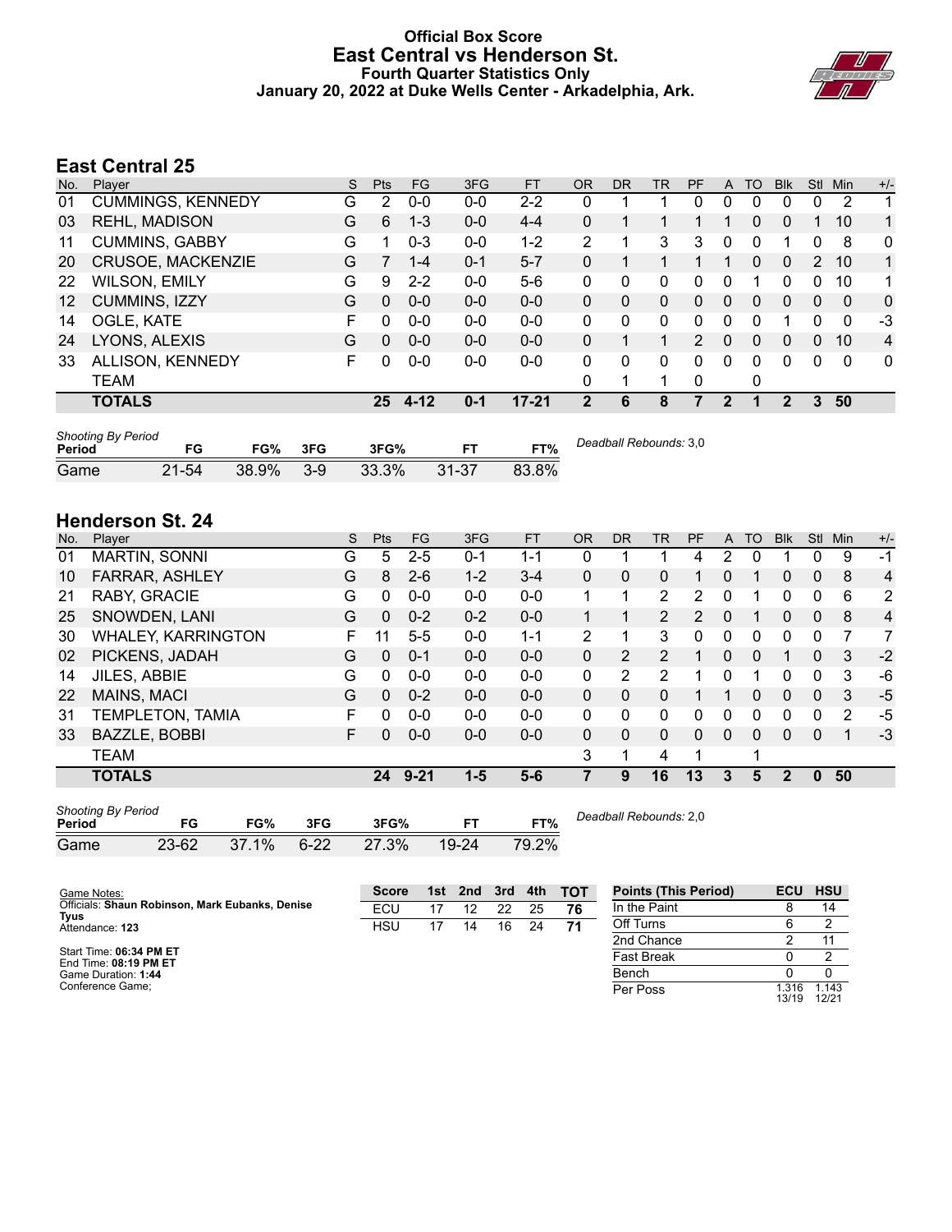# Official Box Score
## East Central vs Henderson St.
### Fourth Quarter Statistics Only
### January 20, 2022 at Duke Wells Center - Arkadelphia, Ark.

## East Central 25

| No. | Player | S | Pts | FG | 3FG | FT | OR | DR | TR | PF | A | TO | Blk | Stl | Min | +/- |
|---|---|---|---|---|---|---|---|---|---|---|---|---|---|---|---|---|
| 01 | CUMMINGS, KENNEDY | G | 2 | 0-0 | 0-0 | 2-2 | 0 | 1 | 1 | 0 | 0 | 0 | 0 | 0 | 2 | 1 |
| 03 | REHL, MADISON | G | 6 | 1-3 | 0-0 | 4-4 | 0 | 1 | 1 | 1 | 1 | 0 | 0 | 1 | 10 | 1 |
| 11 | CUMMINS, GABBY | G | 1 | 0-3 | 0-0 | 1-2 | 2 | 1 | 3 | 3 | 0 | 0 | 1 | 0 | 8 | 0 |
| 20 | CRUSOE, MACKENZIE | G | 7 | 1-4 | 0-1 | 5-7 | 0 | 1 | 1 | 1 | 1 | 0 | 0 | 2 | 10 | 1 |
| 22 | WILSON, EMILY | G | 9 | 2-2 | 0-0 | 5-6 | 0 | 0 | 0 | 0 | 0 | 1 | 0 | 0 | 10 | 1 |
| 12 | CUMMINS, IZZY | G | 0 | 0-0 | 0-0 | 0-0 | 0 | 0 | 0 | 0 | 0 | 0 | 0 | 0 | 0 | 0 |
| 14 | OGLE, KATE | F | 0 | 0-0 | 0-0 | 0-0 | 0 | 0 | 0 | 0 | 0 | 0 | 1 | 0 | 0 | -3 |
| 24 | LYONS, ALEXIS | G | 0 | 0-0 | 0-0 | 0-0 | 0 | 1 | 1 | 2 | 0 | 0 | 0 | 0 | 10 | 4 |
| 33 | ALLISON, KENNEDY | F | 0 | 0-0 | 0-0 | 0-0 | 0 | 0 | 0 | 0 | 0 | 0 | 0 | 0 | 0 | 0 |
| | TEAM | | | | | | 0 | 1 | 1 | 0 | | 0 | | | | |
| | **TOTALS** | | **25** | **4-12** | **0-1** | **17-21** | **2** | **6** | **8** | **7** | **2** | **1** | **2** | **3** | **50** | |

*Shooting By Period*

| Period | FG | FG% | 3FG | 3FG% | FT | FT% |
|---|---|---|---|---|---|---|
| Game | 21-54 | 38.9% | 3-9 | 33.3% | 31-37 | 83.8% |

*Deadball Rebounds:* 3,0

## Henderson St. 24

| No. | Player | S | Pts | FG | 3FG | FT | OR | DR | TR | PF | A | TO | Blk | Stl | Min | +/- |
|---|---|---|---|---|---|---|---|---|---|---|---|---|---|---|---|---|
| 01 | MARTIN, SONNI | G | 5 | 2-5 | 0-1 | 1-1 | 0 | 1 | 1 | 4 | 2 | 0 | 1 | 0 | 9 | -1 |
| 10 | FARRAR, ASHLEY | G | 8 | 2-6 | 1-2 | 3-4 | 0 | 0 | 0 | 1 | 0 | 1 | 0 | 0 | 8 | 4 |
| 21 | RABY, GRACIE | G | 0 | 0-0 | 0-0 | 0-0 | 1 | 1 | 2 | 2 | 0 | 1 | 0 | 0 | 6 | 2 |
| 25 | SNOWDEN, LANI | G | 0 | 0-2 | 0-2 | 0-0 | 1 | 1 | 2 | 2 | 0 | 1 | 0 | 0 | 8 | 4 |
| 30 | WHALEY, KARRINGTON | F | 11 | 5-5 | 0-0 | 1-1 | 2 | 1 | 3 | 0 | 0 | 0 | 0 | 0 | 7 | 7 |
| 02 | PICKENS, JADAH | G | 0 | 0-1 | 0-0 | 0-0 | 0 | 2 | 2 | 1 | 0 | 0 | 1 | 0 | 3 | -2 |
| 14 | JILES, ABBIE | G | 0 | 0-0 | 0-0 | 0-0 | 0 | 2 | 2 | 1 | 0 | 1 | 0 | 0 | 3 | -6 |
| 22 | MAINS, MACI | G | 0 | 0-2 | 0-0 | 0-0 | 0 | 0 | 0 | 1 | 1 | 0 | 0 | 0 | 3 | -5 |
| 31 | TEMPLETON, TAMIA | F | 0 | 0-0 | 0-0 | 0-0 | 0 | 0 | 0 | 0 | 0 | 0 | 0 | 0 | 2 | -5 |
| 33 | BAZZLE, BOBBI | F | 0 | 0-0 | 0-0 | 0-0 | 0 | 0 | 0 | 0 | 0 | 0 | 0 | 0 | 1 | -3 |
| | TEAM | | | | | | 3 | 1 | 4 | 1 | | 1 | | | | |
| | **TOTALS** | | **24** | **9-21** | **1-5** | **5-6** | **7** | **9** | **16** | **13** | **3** | **5** | **2** | **0** | **50** | |

*Shooting By Period*

| Period | FG | FG% | 3FG | 3FG% | FT | FT% |
|---|---|---|---|---|---|---|
| Game | 23-62 | 37.1% | 6-22 | 27.3% | 19-24 | 79.2% |

*Deadball Rebounds:* 2,0

Game Notes:
Officials: **Shaun Robinson, Mark Eubanks, Denise Tyus**
Attendance: **123**

Start Time: **06:34 PM ET**
End Time: **08:19 PM ET**
Game Duration: **1:44**
Conference Game;

| Score | 1st | 2nd | 3rd | 4th | TOT |
|---|---|---|---|---|---|
| ECU | 17 | 12 | 22 | 25 | **76** |
| HSU | 17 | 14 | 16 | 24 | **71** |

| Points (This Period) | ECU | HSU |
|---|---|---|
| In the Paint | 8 | 14 |
| Off Turns | 6 | 2 |
| 2nd Chance | 2 | 11 |
| Fast Break | 0 | 2 |
| Bench | 0 | 0 |
| Per Poss | 1.316 13/19 | 1.143 12/21 |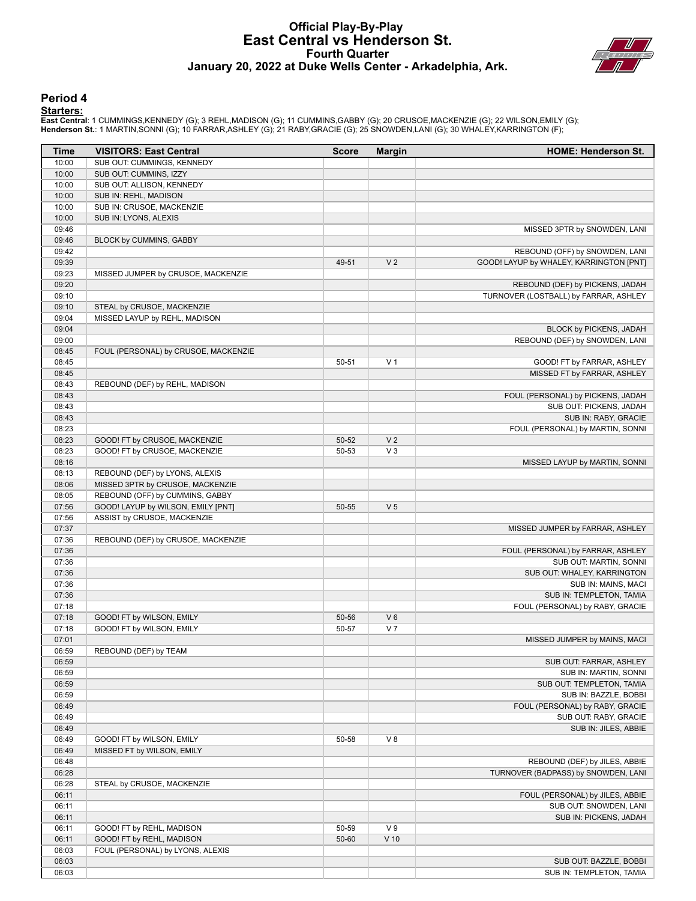# Official Play-By-Play
# East Central vs Henderson St.
## Fourth Quarter
## January 20, 2022 at Duke Wells Center - Arkadelphia, Ark.

### Period 4

**Starters:**

**East Central**: 1 CUMMINGS,KENNEDY (G); 3 REHL,MADISON (G); 11 CUMMINS,GABBY (G); 20 CRUSOE,MACKENZIE (G); 22 WILSON,EMILY (G);
**Henderson St.**: 1 MARTIN,SONNI (G); 10 FARRAR,ASHLEY (G); 21 RABY,GRACIE (G); 25 SNOWDEN,LANI (G); 30 WHALEY,KARRINGTON (F);

| Time | VISITORS: East Central | Score | Margin | HOME: Henderson St. |
|---|---|---|---|---|
| 10:00 | SUB OUT: CUMMINGS, KENNEDY | | | |
| 10:00 | SUB OUT: CUMMINS, IZZY | | | |
| 10:00 | SUB OUT: ALLISON, KENNEDY | | | |
| 10:00 | SUB IN: REHL, MADISON | | | |
| 10:00 | SUB IN: CRUSOE, MACKENZIE | | | |
| 10:00 | SUB IN: LYONS, ALEXIS | | | |
| 09:46 | | | | MISSED 3PTR by SNOWDEN, LANI |
| 09:46 | BLOCK by CUMMINS, GABBY | | | |
| 09:42 | | | | REBOUND (OFF) by SNOWDEN, LANI |
| 09:39 | | 49-51 | V 2 | GOOD! LAYUP by WHALEY, KARRINGTON [PNT] |
| 09:23 | MISSED JUMPER by CRUSOE, MACKENZIE | | | |
| 09:20 | | | | REBOUND (DEF) by PICKENS, JADAH |
| 09:10 | | | | TURNOVER (LOSTBALL) by FARRAR, ASHLEY |
| 09:10 | STEAL by CRUSOE, MACKENZIE | | | |
| 09:04 | MISSED LAYUP by REHL, MADISON | | | |
| 09:04 | | | | BLOCK by PICKENS, JADAH |
| 09:00 | | | | REBOUND (DEF) by SNOWDEN, LANI |
| 08:45 | FOUL (PERSONAL) by CRUSOE, MACKENZIE | | | |
| 08:45 | | 50-51 | V 1 | GOOD! FT by FARRAR, ASHLEY |
| 08:45 | | | | MISSED FT by FARRAR, ASHLEY |
| 08:43 | REBOUND (DEF) by REHL, MADISON | | | |
| 08:43 | | | | FOUL (PERSONAL) by PICKENS, JADAH |
| 08:43 | | | | SUB OUT: PICKENS, JADAH |
| 08:43 | | | | SUB IN: RABY, GRACIE |
| 08:23 | | | | FOUL (PERSONAL) by MARTIN, SONNI |
| 08:23 | GOOD! FT by CRUSOE, MACKENZIE | 50-52 | V 2 | |
| 08:23 | GOOD! FT by CRUSOE, MACKENZIE | 50-53 | V 3 | |
| 08:16 | | | | MISSED LAYUP by MARTIN, SONNI |
| 08:13 | REBOUND (DEF) by LYONS, ALEXIS | | | |
| 08:06 | MISSED 3PTR by CRUSOE, MACKENZIE | | | |
| 08:05 | REBOUND (OFF) by CUMMINS, GABBY | | | |
| 07:56 | GOOD! LAYUP by WILSON, EMILY [PNT] | 50-55 | V 5 | |
| 07:56 | ASSIST by CRUSOE, MACKENZIE | | | |
| 07:37 | | | | MISSED JUMPER by FARRAR, ASHLEY |
| 07:36 | REBOUND (DEF) by CRUSOE, MACKENZIE | | | |
| 07:36 | | | | FOUL (PERSONAL) by FARRAR, ASHLEY |
| 07:36 | | | | SUB OUT: MARTIN, SONNI |
| 07:36 | | | | SUB OUT: WHALEY, KARRINGTON |
| 07:36 | | | | SUB IN: MAINS, MACI |
| 07:36 | | | | SUB IN: TEMPLETON, TAMIA |
| 07:18 | | | | FOUL (PERSONAL) by RABY, GRACIE |
| 07:18 | GOOD! FT by WILSON, EMILY | 50-56 | V 6 | |
| 07:18 | GOOD! FT by WILSON, EMILY | 50-57 | V 7 | |
| 07:01 | | | | MISSED JUMPER by MAINS, MACI |
| 06:59 | REBOUND (DEF) by TEAM | | | |
| 06:59 | | | | SUB OUT: FARRAR, ASHLEY |
| 06:59 | | | | SUB IN: MARTIN, SONNI |
| 06:59 | | | | SUB OUT: TEMPLETON, TAMIA |
| 06:59 | | | | SUB IN: BAZZLE, BOBBI |
| 06:49 | | | | FOUL (PERSONAL) by RABY, GRACIE |
| 06:49 | | | | SUB OUT: RABY, GRACIE |
| 06:49 | | | | SUB IN: JILES, ABBIE |
| 06:49 | GOOD! FT by WILSON, EMILY | 50-58 | V 8 | |
| 06:49 | MISSED FT by WILSON, EMILY | | | |
| 06:48 | | | | REBOUND (DEF) by JILES, ABBIE |
| 06:28 | | | | TURNOVER (BADPASS) by SNOWDEN, LANI |
| 06:28 | STEAL by CRUSOE, MACKENZIE | | | |
| 06:11 | | | | FOUL (PERSONAL) by JILES, ABBIE |
| 06:11 | | | | SUB OUT: SNOWDEN, LANI |
| 06:11 | | | | SUB IN: PICKENS, JADAH |
| 06:11 | GOOD! FT by REHL, MADISON | 50-59 | V 9 | |
| 06:11 | GOOD! FT by REHL, MADISON | 50-60 | V 10 | |
| 06:03 | FOUL (PERSONAL) by LYONS, ALEXIS | | | |
| 06:03 | | | | SUB OUT: BAZZLE, BOBBI |
| 06:03 | | | | SUB IN: TEMPLETON, TAMIA |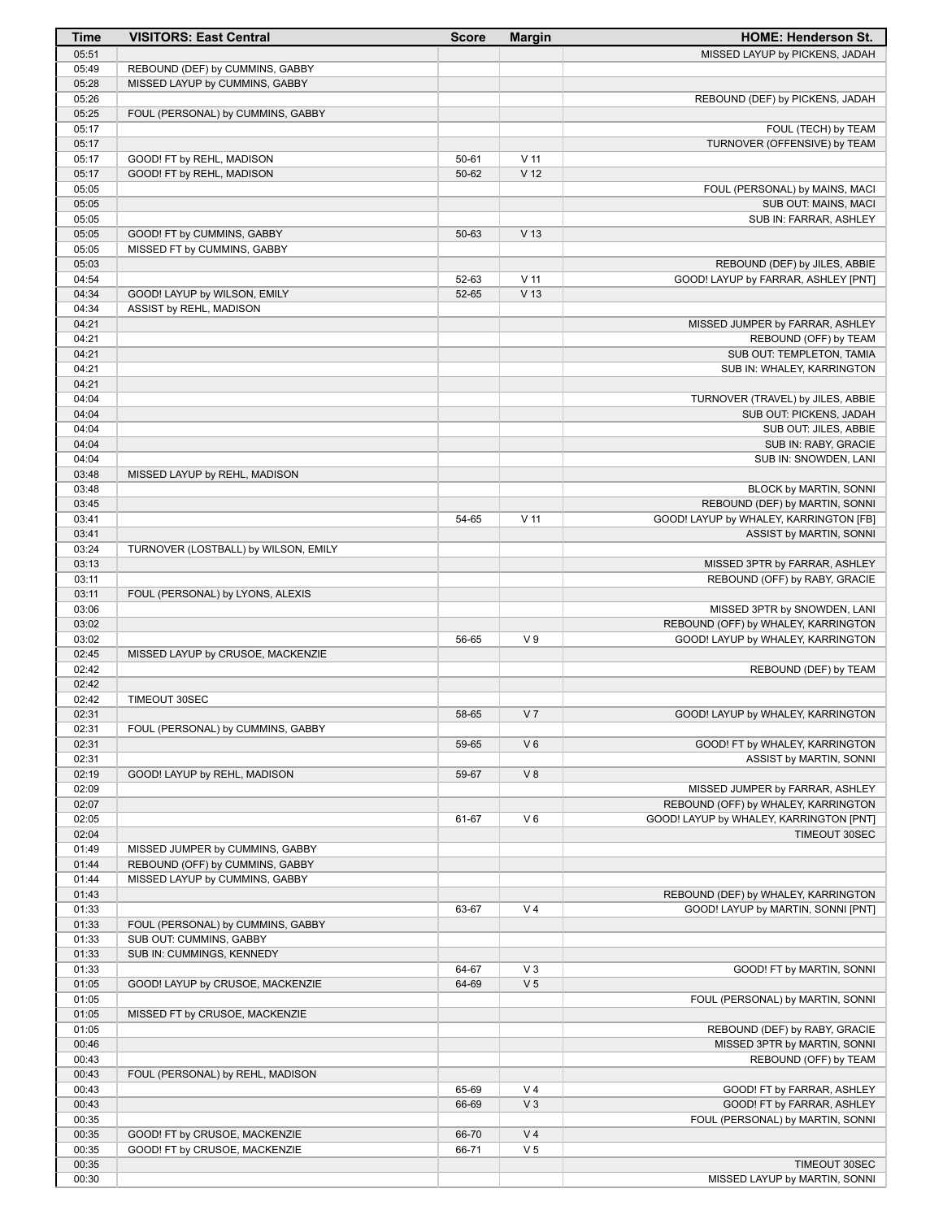| Time | VISITORS: East Central | Score | Margin | HOME: Henderson St. |
|---|---|---|---|---|
| 05:51 | | | | MISSED LAYUP by PICKENS, JADAH |
| 05:49 | REBOUND (DEF) by CUMMINS, GABBY | | | |
| 05:28 | MISSED LAYUP by CUMMINS, GABBY | | | |
| 05:26 | | | | REBOUND (DEF) by PICKENS, JADAH |
| 05:25 | FOUL (PERSONAL) by CUMMINS, GABBY | | | |
| 05:17 | | | | FOUL (TECH) by TEAM |
| 05:17 | | | | TURNOVER (OFFENSIVE) by TEAM |
| 05:17 | GOOD! FT by REHL, MADISON | 50-61 | V 11 | |
| 05:17 | GOOD! FT by REHL, MADISON | 50-62 | V 12 | |
| 05:05 | | | | FOUL (PERSONAL) by MAINS, MACI |
| 05:05 | | | | SUB OUT: MAINS, MACI |
| 05:05 | | | | SUB IN: FARRAR, ASHLEY |
| 05:05 | GOOD! FT by CUMMINS, GABBY | 50-63 | V 13 | |
| 05:05 | MISSED FT by CUMMINS, GABBY | | | |
| 05:03 | | | | REBOUND (DEF) by JILES, ABBIE |
| 04:54 | | 52-63 | V 11 | GOOD! LAYUP by FARRAR, ASHLEY [PNT] |
| 04:34 | GOOD! LAYUP by WILSON, EMILY | 52-65 | V 13 | |
| 04:34 | ASSIST by REHL, MADISON | | | |
| 04:21 | | | | MISSED JUMPER by FARRAR, ASHLEY |
| 04:21 | | | | REBOUND (OFF) by TEAM |
| 04:21 | | | | SUB OUT: TEMPLETON, TAMIA |
| 04:21 | | | | SUB IN: WHALEY, KARRINGTON |
| 04:21 | | | | |
| 04:04 | | | | TURNOVER (TRAVEL) by JILES, ABBIE |
| 04:04 | | | | SUB OUT: PICKENS, JADAH |
| 04:04 | | | | SUB OUT: JILES, ABBIE |
| 04:04 | | | | SUB IN: RABY, GRACIE |
| 04:04 | | | | SUB IN: SNOWDEN, LANI |
| 03:48 | MISSED LAYUP by REHL, MADISON | | | |
| 03:48 | | | | BLOCK by MARTIN, SONNI |
| 03:45 | | | | REBOUND (DEF) by MARTIN, SONNI |
| 03:41 | | 54-65 | V 11 | GOOD! LAYUP by WHALEY, KARRINGTON [FB] |
| 03:41 | | | | ASSIST by MARTIN, SONNI |
| 03:24 | TURNOVER (LOSTBALL) by WILSON, EMILY | | | |
| 03:13 | | | | MISSED 3PTR by FARRAR, ASHLEY |
| 03:11 | | | | REBOUND (OFF) by RABY, GRACIE |
| 03:11 | FOUL (PERSONAL) by LYONS, ALEXIS | | | |
| 03:06 | | | | MISSED 3PTR by SNOWDEN, LANI |
| 03:02 | | | | REBOUND (OFF) by WHALEY, KARRINGTON |
| 03:02 | | 56-65 | V 9 | GOOD! LAYUP by WHALEY, KARRINGTON |
| 02:45 | MISSED LAYUP by CRUSOE, MACKENZIE | | | |
| 02:42 | | | | REBOUND (DEF) by TEAM |
| 02:42 | | | | |
| 02:42 | TIMEOUT 30SEC | | | |
| 02:31 | | 58-65 | V 7 | GOOD! LAYUP by WHALEY, KARRINGTON |
| 02:31 | FOUL (PERSONAL) by CUMMINS, GABBY | | | |
| 02:31 | | 59-65 | V 6 | GOOD! FT by WHALEY, KARRINGTON |
| 02:31 | | | | ASSIST by MARTIN, SONNI |
| 02:19 | GOOD! LAYUP by REHL, MADISON | 59-67 | V 8 | |
| 02:09 | | | | MISSED JUMPER by FARRAR, ASHLEY |
| 02:07 | | | | REBOUND (OFF) by WHALEY, KARRINGTON |
| 02:05 | | 61-67 | V 6 | GOOD! LAYUP by WHALEY, KARRINGTON [PNT] |
| 02:04 | | | | TIMEOUT 30SEC |
| 01:49 | MISSED JUMPER by CUMMINS, GABBY | | | |
| 01:44 | REBOUND (OFF) by CUMMINS, GABBY | | | |
| 01:44 | MISSED LAYUP by CUMMINS, GABBY | | | |
| 01:43 | | | | REBOUND (DEF) by WHALEY, KARRINGTON |
| 01:33 | | 63-67 | V 4 | GOOD! LAYUP by MARTIN, SONNI [PNT] |
| 01:33 | FOUL (PERSONAL) by CUMMINS, GABBY | | | |
| 01:33 | SUB OUT: CUMMINS, GABBY | | | |
| 01:33 | SUB IN: CUMMINGS, KENNEDY | | | |
| 01:33 | | 64-67 | V 3 | GOOD! FT by MARTIN, SONNI |
| 01:05 | GOOD! LAYUP by CRUSOE, MACKENZIE | 64-69 | V 5 | |
| 01:05 | | | | FOUL (PERSONAL) by MARTIN, SONNI |
| 01:05 | MISSED FT by CRUSOE, MACKENZIE | | | |
| 01:05 | | | | REBOUND (DEF) by RABY, GRACIE |
| 00:46 | | | | MISSED 3PTR by MARTIN, SONNI |
| 00:43 | | | | REBOUND (OFF) by TEAM |
| 00:43 | FOUL (PERSONAL) by REHL, MADISON | | | |
| 00:43 | | 65-69 | V 4 | GOOD! FT by FARRAR, ASHLEY |
| 00:43 | | 66-69 | V 3 | GOOD! FT by FARRAR, ASHLEY |
| 00:35 | | | | FOUL (PERSONAL) by MARTIN, SONNI |
| 00:35 | GOOD! FT by CRUSOE, MACKENZIE | 66-70 | V 4 | |
| 00:35 | GOOD! FT by CRUSOE, MACKENZIE | 66-71 | V 5 | |
| 00:35 | | | | TIMEOUT 30SEC |
| 00:30 | | | | MISSED LAYUP by MARTIN, SONNI |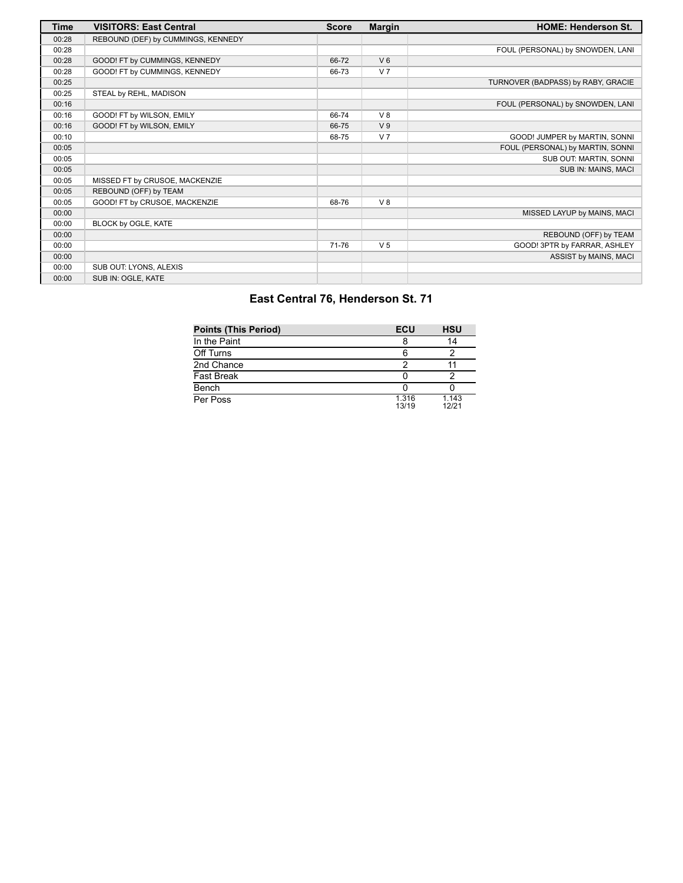| Time | VISITORS: East Central | Score | Margin | HOME: Henderson St. |
|---|---|---|---|---|
| 00:28 | REBOUND (DEF) by CUMMINGS, KENNEDY | | | |
| 00:28 | | | | FOUL (PERSONAL) by SNOWDEN, LANI |
| 00:28 | GOOD! FT by CUMMINGS, KENNEDY | 66-72 | V 6 | |
| 00:28 | GOOD! FT by CUMMINGS, KENNEDY | 66-73 | V 7 | |
| 00:25 | | | | TURNOVER (BADPASS) by RABY, GRACIE |
| 00:25 | STEAL by REHL, MADISON | | | |
| 00:16 | | | | FOUL (PERSONAL) by SNOWDEN, LANI |
| 00:16 | GOOD! FT by WILSON, EMILY | 66-74 | V 8 | |
| 00:16 | GOOD! FT by WILSON, EMILY | 66-75 | V 9 | |
| 00:10 | | 68-75 | V 7 | GOOD! JUMPER by MARTIN, SONNI |
| 00:05 | | | | FOUL (PERSONAL) by MARTIN, SONNI |
| 00:05 | | | | SUB OUT: MARTIN, SONNI |
| 00:05 | | | | SUB IN: MAINS, MACI |
| 00:05 | MISSED FT by CRUSOE, MACKENZIE | | | |
| 00:05 | REBOUND (OFF) by TEAM | | | |
| 00:05 | GOOD! FT by CRUSOE, MACKENZIE | 68-76 | V 8 | |
| 00:00 | | | | MISSED LAYUP by MAINS, MACI |
| 00:00 | BLOCK by OGLE, KATE | | | |
| 00:00 | | | | REBOUND (OFF) by TEAM |
| 00:00 | | 71-76 | V 5 | GOOD! 3PTR by FARRAR, ASHLEY |
| 00:00 | | | | ASSIST by MAINS, MACI |
| 00:00 | SUB OUT: LYONS, ALEXIS | | | |
| 00:00 | SUB IN: OGLE, KATE | | | |

## East Central 76, Henderson St. 71

| Points (This Period) | ECU | HSU |
|---|---|---|
| In the Paint | 8 | 14 |
| Off Turns | 6 | 2 |
| 2nd Chance | 2 | 11 |
| Fast Break | 0 | 2 |
| Bench | 0 | 0 |
| Per Poss | 1.316 13/19 | 1.143 12/21 |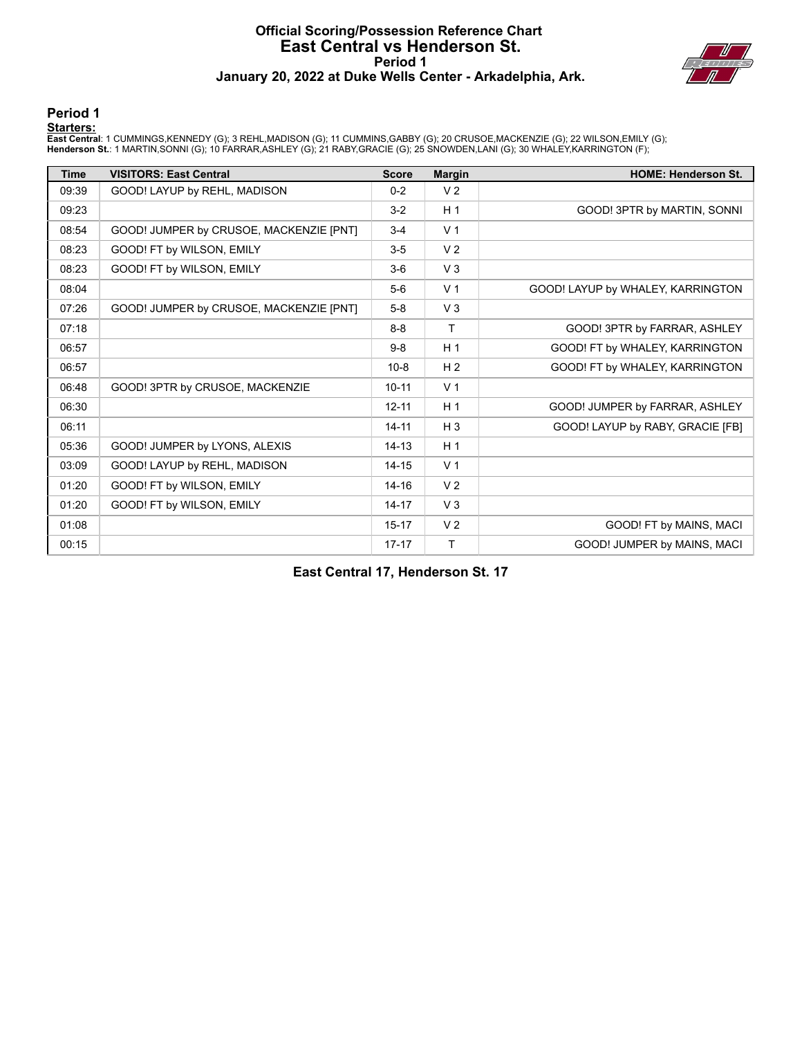# Official Scoring/Possession Reference Chart
# East Central vs Henderson St.
## Period 1
### January 20, 2022 at Duke Wells Center - Arkadelphia, Ark.

## Period 1

**Starters:**

**East Central**: 1 CUMMINGS,KENNEDY (G); 3 REHL,MADISON (G); 11 CUMMINS,GABBY (G); 20 CRUSOE,MACKENZIE (G); 22 WILSON,EMILY (G);
**Henderson St.**: 1 MARTIN,SONNI (G); 10 FARRAR,ASHLEY (G); 21 RABY,GRACIE (G); 25 SNOWDEN,LANI (G); 30 WHALEY,KARRINGTON (F);

| Time | VISITORS: East Central | Score | Margin | HOME: Henderson St. |
|---|---|---|---|---|
| 09:39 | GOOD! LAYUP by REHL, MADISON | 0-2 | V 2 | |
| 09:23 | | 3-2 | H 1 | GOOD! 3PTR by MARTIN, SONNI |
| 08:54 | GOOD! JUMPER by CRUSOE, MACKENZIE [PNT] | 3-4 | V 1 | |
| 08:23 | GOOD! FT by WILSON, EMILY | 3-5 | V 2 | |
| 08:23 | GOOD! FT by WILSON, EMILY | 3-6 | V 3 | |
| 08:04 | | 5-6 | V 1 | GOOD! LAYUP by WHALEY, KARRINGTON |
| 07:26 | GOOD! JUMPER by CRUSOE, MACKENZIE [PNT] | 5-8 | V 3 | |
| 07:18 | | 8-8 | T | GOOD! 3PTR by FARRAR, ASHLEY |
| 06:57 | | 9-8 | H 1 | GOOD! FT by WHALEY, KARRINGTON |
| 06:57 | | 10-8 | H 2 | GOOD! FT by WHALEY, KARRINGTON |
| 06:48 | GOOD! 3PTR by CRUSOE, MACKENZIE | 10-11 | V 1 | |
| 06:30 | | 12-11 | H 1 | GOOD! JUMPER by FARRAR, ASHLEY |
| 06:11 | | 14-11 | H 3 | GOOD! LAYUP by RABY, GRACIE [FB] |
| 05:36 | GOOD! JUMPER by LYONS, ALEXIS | 14-13 | H 1 | |
| 03:09 | GOOD! LAYUP by REHL, MADISON | 14-15 | V 1 | |
| 01:20 | GOOD! FT by WILSON, EMILY | 14-16 | V 2 | |
| 01:20 | GOOD! FT by WILSON, EMILY | 14-17 | V 3 | |
| 01:08 | | 15-17 | V 2 | GOOD! FT by MAINS, MACI |
| 00:15 | | 17-17 | T | GOOD! JUMPER by MAINS, MACI |

**East Central 17, Henderson St. 17**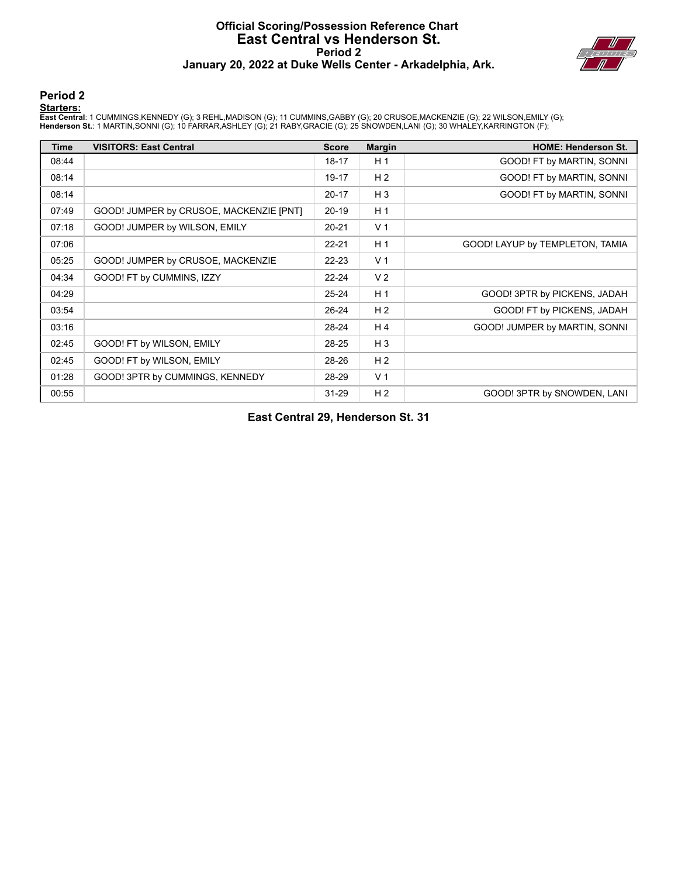# Official Scoring/Possession Reference Chart
# East Central vs Henderson St.
## Period 2
## January 20, 2022 at Duke Wells Center - Arkadelphia, Ark.

### Period 2

**Starters:**

**East Central**: 1 CUMMINGS,KENNEDY (G); 3 REHL,MADISON (G); 11 CUMMINS,GABBY (G); 20 CRUSOE,MACKENZIE (G); 22 WILSON,EMILY (G);
**Henderson St.**: 1 MARTIN,SONNI (G); 10 FARRAR,ASHLEY (G); 21 RABY,GRACIE (G); 25 SNOWDEN,LANI (G); 30 WHALEY,KARRINGTON (F);

| Time | VISITORS: East Central | Score | Margin | HOME: Henderson St. |
|---|---|---|---|---|
| 08:44 | | 18-17 | H 1 | GOOD! FT by MARTIN, SONNI |
| 08:14 | | 19-17 | H 2 | GOOD! FT by MARTIN, SONNI |
| 08:14 | | 20-17 | H 3 | GOOD! FT by MARTIN, SONNI |
| 07:49 | GOOD! JUMPER by CRUSOE, MACKENZIE [PNT] | 20-19 | H 1 | |
| 07:18 | GOOD! JUMPER by WILSON, EMILY | 20-21 | V 1 | |
| 07:06 | | 22-21 | H 1 | GOOD! LAYUP by TEMPLETON, TAMIA |
| 05:25 | GOOD! JUMPER by CRUSOE, MACKENZIE | 22-23 | V 1 | |
| 04:34 | GOOD! FT by CUMMINS, IZZY | 22-24 | V 2 | |
| 04:29 | | 25-24 | H 1 | GOOD! 3PTR by PICKENS, JADAH |
| 03:54 | | 26-24 | H 2 | GOOD! FT by PICKENS, JADAH |
| 03:16 | | 28-24 | H 4 | GOOD! JUMPER by MARTIN, SONNI |
| 02:45 | GOOD! FT by WILSON, EMILY | 28-25 | H 3 | |
| 02:45 | GOOD! FT by WILSON, EMILY | 28-26 | H 2 | |
| 01:28 | GOOD! 3PTR by CUMMINGS, KENNEDY | 28-29 | V 1 | |
| 00:55 | | 31-29 | H 2 | GOOD! 3PTR by SNOWDEN, LANI |

**East Central 29, Henderson St. 31**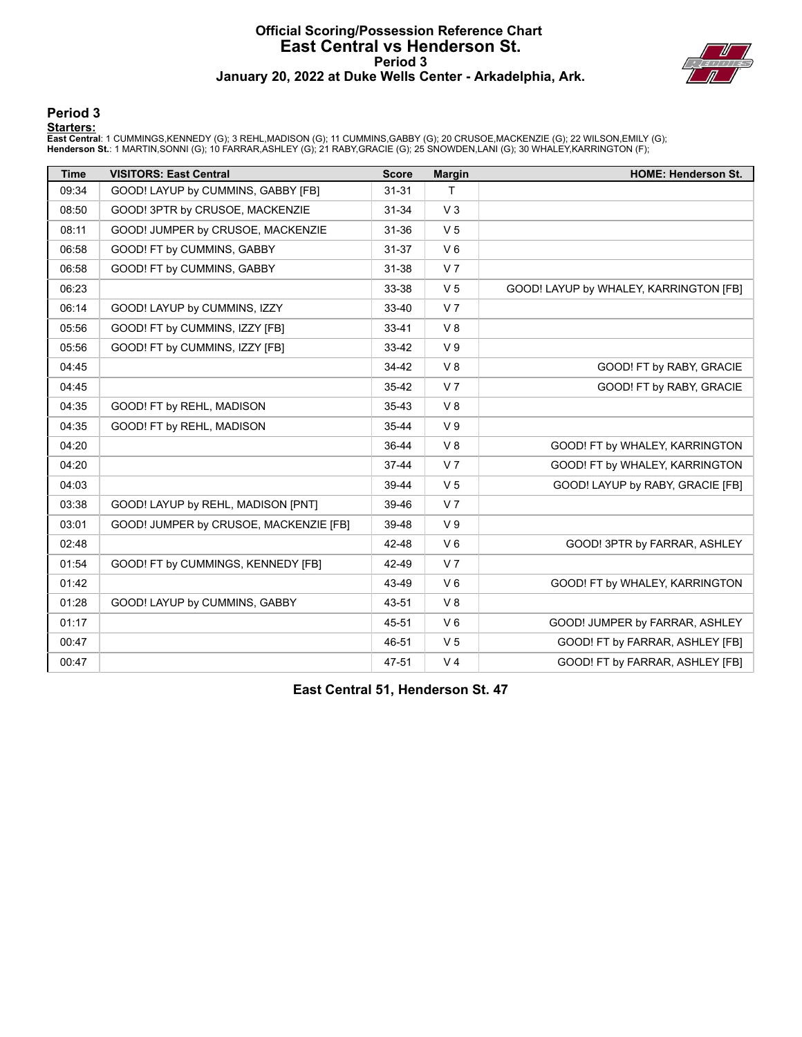# Official Scoring/Possession Reference Chart
# East Central vs Henderson St.
## Period 3
### January 20, 2022 at Duke Wells Center - Arkadelphia, Ark.

## Period 3

**Starters:**

**East Central**: 1 CUMMINGS,KENNEDY (G); 3 REHL,MADISON (G); 11 CUMMINS,GABBY (G); 20 CRUSOE,MACKENZIE (G); 22 WILSON,EMILY (G);
**Henderson St.**: 1 MARTIN,SONNI (G); 10 FARRAR,ASHLEY (G); 21 RABY,GRACIE (G); 25 SNOWDEN,LANI (G); 30 WHALEY,KARRINGTON (F);

| Time | VISITORS: East Central | Score | Margin | HOME: Henderson St. |
|---|---|---|---|---|
| 09:34 | GOOD! LAYUP by CUMMINS, GABBY [FB] | 31-31 | T | |
| 08:50 | GOOD! 3PTR by CRUSOE, MACKENZIE | 31-34 | V 3 | |
| 08:11 | GOOD! JUMPER by CRUSOE, MACKENZIE | 31-36 | V 5 | |
| 06:58 | GOOD! FT by CUMMINS, GABBY | 31-37 | V 6 | |
| 06:58 | GOOD! FT by CUMMINS, GABBY | 31-38 | V 7 | |
| 06:23 | | 33-38 | V 5 | GOOD! LAYUP by WHALEY, KARRINGTON [FB] |
| 06:14 | GOOD! LAYUP by CUMMINS, IZZY | 33-40 | V 7 | |
| 05:56 | GOOD! FT by CUMMINS, IZZY [FB] | 33-41 | V 8 | |
| 05:56 | GOOD! FT by CUMMINS, IZZY [FB] | 33-42 | V 9 | |
| 04:45 | | 34-42 | V 8 | GOOD! FT by RABY, GRACIE |
| 04:45 | | 35-42 | V 7 | GOOD! FT by RABY, GRACIE |
| 04:35 | GOOD! FT by REHL, MADISON | 35-43 | V 8 | |
| 04:35 | GOOD! FT by REHL, MADISON | 35-44 | V 9 | |
| 04:20 | | 36-44 | V 8 | GOOD! FT by WHALEY, KARRINGTON |
| 04:20 | | 37-44 | V 7 | GOOD! FT by WHALEY, KARRINGTON |
| 04:03 | | 39-44 | V 5 | GOOD! LAYUP by RABY, GRACIE [FB] |
| 03:38 | GOOD! LAYUP by REHL, MADISON [PNT] | 39-46 | V 7 | |
| 03:01 | GOOD! JUMPER by CRUSOE, MACKENZIE [FB] | 39-48 | V 9 | |
| 02:48 | | 42-48 | V 6 | GOOD! 3PTR by FARRAR, ASHLEY |
| 01:54 | GOOD! FT by CUMMINGS, KENNEDY [FB] | 42-49 | V 7 | |
| 01:42 | | 43-49 | V 6 | GOOD! FT by WHALEY, KARRINGTON |
| 01:28 | GOOD! LAYUP by CUMMINS, GABBY | 43-51 | V 8 | |
| 01:17 | | 45-51 | V 6 | GOOD! JUMPER by FARRAR, ASHLEY |
| 00:47 | | 46-51 | V 5 | GOOD! FT by FARRAR, ASHLEY [FB] |
| 00:47 | | 47-51 | V 4 | GOOD! FT by FARRAR, ASHLEY [FB] |

**East Central 51, Henderson St. 47**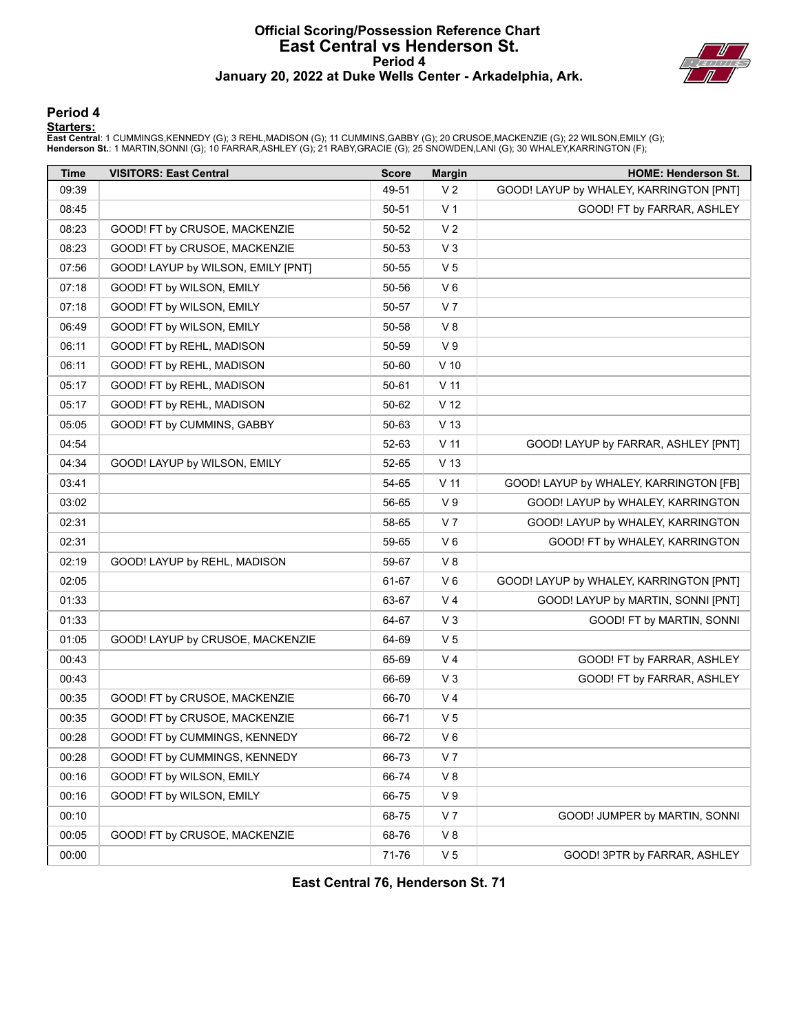# Official Scoring/Possession Reference Chart
## East Central vs Henderson St.
### Period 4
### January 20, 2022 at Duke Wells Center - Arkadelphia, Ark.

## Period 4

**Starters:**

**East Central**: 1 CUMMINGS,KENNEDY (G); 3 REHL,MADISON (G); 11 CUMMINS,GABBY (G); 20 CRUSOE,MACKENZIE (G); 22 WILSON,EMILY (G);
**Henderson St.**: 1 MARTIN,SONNI (G); 10 FARRAR,ASHLEY (G); 21 RABY,GRACIE (G); 25 SNOWDEN,LANI (G); 30 WHALEY,KARRINGTON (F);

| Time | VISITORS: East Central | Score | Margin | HOME: Henderson St. |
|---|---|---|---|---|
| 09:39 | | 49-51 | V 2 | GOOD! LAYUP by WHALEY, KARRINGTON [PNT] |
| 08:45 | | 50-51 | V 1 | GOOD! FT by FARRAR, ASHLEY |
| 08:23 | GOOD! FT by CRUSOE, MACKENZIE | 50-52 | V 2 | |
| 08:23 | GOOD! FT by CRUSOE, MACKENZIE | 50-53 | V 3 | |
| 07:56 | GOOD! LAYUP by WILSON, EMILY [PNT] | 50-55 | V 5 | |
| 07:18 | GOOD! FT by WILSON, EMILY | 50-56 | V 6 | |
| 07:18 | GOOD! FT by WILSON, EMILY | 50-57 | V 7 | |
| 06:49 | GOOD! FT by WILSON, EMILY | 50-58 | V 8 | |
| 06:11 | GOOD! FT by REHL, MADISON | 50-59 | V 9 | |
| 06:11 | GOOD! FT by REHL, MADISON | 50-60 | V 10 | |
| 05:17 | GOOD! FT by REHL, MADISON | 50-61 | V 11 | |
| 05:17 | GOOD! FT by REHL, MADISON | 50-62 | V 12 | |
| 05:05 | GOOD! FT by CUMMINS, GABBY | 50-63 | V 13 | |
| 04:54 | | 52-63 | V 11 | GOOD! LAYUP by FARRAR, ASHLEY [PNT] |
| 04:34 | GOOD! LAYUP by WILSON, EMILY | 52-65 | V 13 | |
| 03:41 | | 54-65 | V 11 | GOOD! LAYUP by WHALEY, KARRINGTON [FB] |
| 03:02 | | 56-65 | V 9 | GOOD! LAYUP by WHALEY, KARRINGTON |
| 02:31 | | 58-65 | V 7 | GOOD! LAYUP by WHALEY, KARRINGTON |
| 02:31 | | 59-65 | V 6 | GOOD! FT by WHALEY, KARRINGTON |
| 02:19 | GOOD! LAYUP by REHL, MADISON | 59-67 | V 8 | |
| 02:05 | | 61-67 | V 6 | GOOD! LAYUP by WHALEY, KARRINGTON [PNT] |
| 01:33 | | 63-67 | V 4 | GOOD! LAYUP by MARTIN, SONNI [PNT] |
| 01:33 | | 64-67 | V 3 | GOOD! FT by MARTIN, SONNI |
| 01:05 | GOOD! LAYUP by CRUSOE, MACKENZIE | 64-69 | V 5 | |
| 00:43 | | 65-69 | V 4 | GOOD! FT by FARRAR, ASHLEY |
| 00:43 | | 66-69 | V 3 | GOOD! FT by FARRAR, ASHLEY |
| 00:35 | GOOD! FT by CRUSOE, MACKENZIE | 66-70 | V 4 | |
| 00:35 | GOOD! FT by CRUSOE, MACKENZIE | 66-71 | V 5 | |
| 00:28 | GOOD! FT by CUMMINGS, KENNEDY | 66-72 | V 6 | |
| 00:28 | GOOD! FT by CUMMINGS, KENNEDY | 66-73 | V 7 | |
| 00:16 | GOOD! FT by WILSON, EMILY | 66-74 | V 8 | |
| 00:16 | GOOD! FT by WILSON, EMILY | 66-75 | V 9 | |
| 00:10 | | 68-75 | V 7 | GOOD! JUMPER by MARTIN, SONNI |
| 00:05 | GOOD! FT by CRUSOE, MACKENZIE | 68-76 | V 8 | |
| 00:00 | | 71-76 | V 5 | GOOD! 3PTR by FARRAR, ASHLEY |

**East Central 76, Henderson St. 71**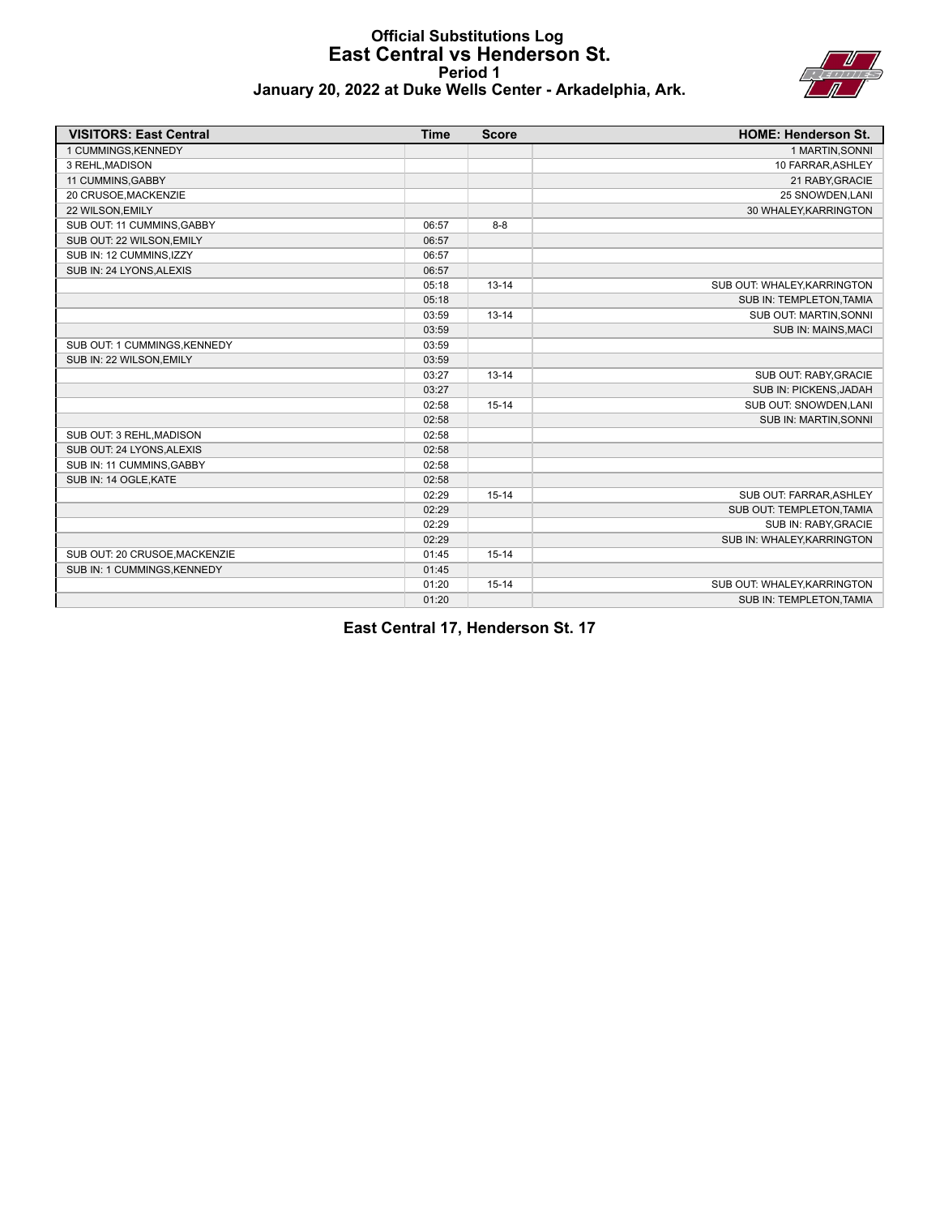# Official Substitutions Log
## East Central vs Henderson St.
### Period 1
### January 20, 2022 at Duke Wells Center - Arkadelphia, Ark.

| VISITORS: East Central | Time | Score | HOME: Henderson St. |
|---|---|---|---|
| 1 CUMMINGS,KENNEDY | | | 1 MARTIN,SONNI |
| 3 REHL,MADISON | | | 10 FARRAR,ASHLEY |
| 11 CUMMINS,GABBY | | | 21 RABY,GRACIE |
| 20 CRUSOE,MACKENZIE | | | 25 SNOWDEN,LANI |
| 22 WILSON,EMILY | | | 30 WHALEY,KARRINGTON |
| SUB OUT: 11 CUMMINS,GABBY | 06:57 | 8-8 | |
| SUB OUT: 22 WILSON,EMILY | 06:57 | | |
| SUB IN: 12 CUMMINS,IZZY | 06:57 | | |
| SUB IN: 24 LYONS,ALEXIS | 06:57 | | |
| | 05:18 | 13-14 | SUB OUT: WHALEY,KARRINGTON |
| | 05:18 | | SUB IN: TEMPLETON,TAMIA |
| | 03:59 | 13-14 | SUB OUT: MARTIN,SONNI |
| | 03:59 | | SUB IN: MAINS,MACI |
| SUB OUT: 1 CUMMINGS,KENNEDY | 03:59 | | |
| SUB IN: 22 WILSON,EMILY | 03:59 | | |
| | 03:27 | 13-14 | SUB OUT: RABY,GRACIE |
| | 03:27 | | SUB IN: PICKENS,JADAH |
| | 02:58 | 15-14 | SUB OUT: SNOWDEN,LANI |
| | 02:58 | | SUB IN: MARTIN,SONNI |
| SUB OUT: 3 REHL,MADISON | 02:58 | | |
| SUB OUT: 24 LYONS,ALEXIS | 02:58 | | |
| SUB IN: 11 CUMMINS,GABBY | 02:58 | | |
| SUB IN: 14 OGLE,KATE | 02:58 | | |
| | 02:29 | 15-14 | SUB OUT: FARRAR,ASHLEY |
| | 02:29 | | SUB OUT: TEMPLETON,TAMIA |
| | 02:29 | | SUB IN: RABY,GRACIE |
| | 02:29 | | SUB IN: WHALEY,KARRINGTON |
| SUB OUT: 20 CRUSOE,MACKENZIE | 01:45 | 15-14 | |
| SUB IN: 1 CUMMINGS,KENNEDY | 01:45 | | |
| | 01:20 | 15-14 | SUB OUT: WHALEY,KARRINGTON |
| | 01:20 | | SUB IN: TEMPLETON,TAMIA |

**East Central 17, Henderson St. 17**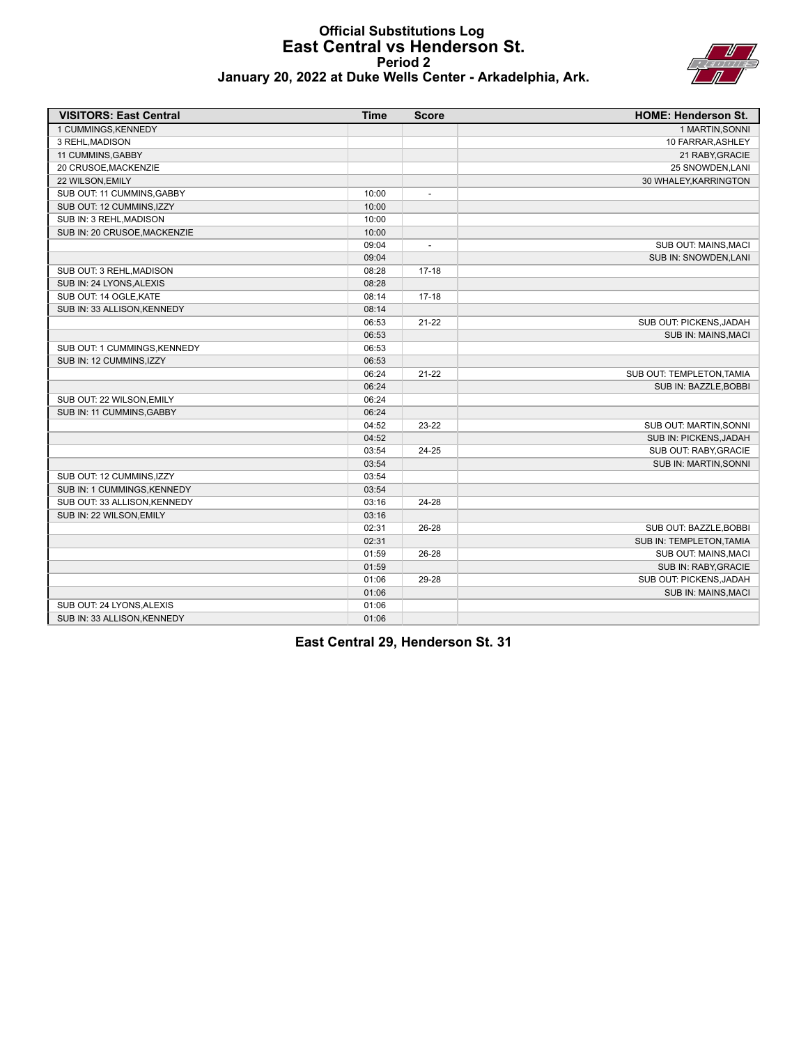# Official Substitutions Log
## East Central vs Henderson St.
### Period 2
### January 20, 2022 at Duke Wells Center - Arkadelphia, Ark.

| VISITORS: East Central | Time | Score | HOME: Henderson St. |
|---|---|---|---|
| 1 CUMMINGS,KENNEDY | | | 1 MARTIN,SONNI |
| 3 REHL,MADISON | | | 10 FARRAR,ASHLEY |
| 11 CUMMINS,GABBY | | | 21 RABY,GRACIE |
| 20 CRUSOE,MACKENZIE | | | 25 SNOWDEN,LANI |
| 22 WILSON,EMILY | | | 30 WHALEY,KARRINGTON |
| SUB OUT: 11 CUMMINS,GABBY | 10:00 | - | |
| SUB OUT: 12 CUMMINS,IZZY | 10:00 | | |
| SUB IN: 3 REHL,MADISON | 10:00 | | |
| SUB IN: 20 CRUSOE,MACKENZIE | 10:00 | | |
| | 09:04 | - | SUB OUT: MAINS,MACI |
| | 09:04 | | SUB IN: SNOWDEN,LANI |
| SUB OUT: 3 REHL,MADISON | 08:28 | 17-18 | |
| SUB IN: 24 LYONS,ALEXIS | 08:28 | | |
| SUB OUT: 14 OGLE,KATE | 08:14 | 17-18 | |
| SUB IN: 33 ALLISON,KENNEDY | 08:14 | | |
| | 06:53 | 21-22 | SUB OUT: PICKENS,JADAH |
| | 06:53 | | SUB IN: MAINS,MACI |
| SUB OUT: 1 CUMMINGS,KENNEDY | 06:53 | | |
| SUB IN: 12 CUMMINS,IZZY | 06:53 | | |
| | 06:24 | 21-22 | SUB OUT: TEMPLETON,TAMIA |
| | 06:24 | | SUB IN: BAZZLE,BOBBI |
| SUB OUT: 22 WILSON,EMILY | 06:24 | | |
| SUB IN: 11 CUMMINS,GABBY | 06:24 | | |
| | 04:52 | 23-22 | SUB OUT: MARTIN,SONNI |
| | 04:52 | | SUB IN: PICKENS,JADAH |
| | 03:54 | 24-25 | SUB OUT: RABY,GRACIE |
| | 03:54 | | SUB IN: MARTIN,SONNI |
| SUB OUT: 12 CUMMINS,IZZY | 03:54 | | |
| SUB IN: 1 CUMMINGS,KENNEDY | 03:54 | | |
| SUB OUT: 33 ALLISON,KENNEDY | 03:16 | 24-28 | |
| SUB IN: 22 WILSON,EMILY | 03:16 | | |
| | 02:31 | 26-28 | SUB OUT: BAZZLE,BOBBI |
| | 02:31 | | SUB IN: TEMPLETON,TAMIA |
| | 01:59 | 26-28 | SUB OUT: MAINS,MACI |
| | 01:59 | | SUB IN: RABY,GRACIE |
| | 01:06 | 29-28 | SUB OUT: PICKENS,JADAH |
| | 01:06 | | SUB IN: MAINS,MACI |
| SUB OUT: 24 LYONS,ALEXIS | 01:06 | | |
| SUB IN: 33 ALLISON,KENNEDY | 01:06 | | |

**East Central 29, Henderson St. 31**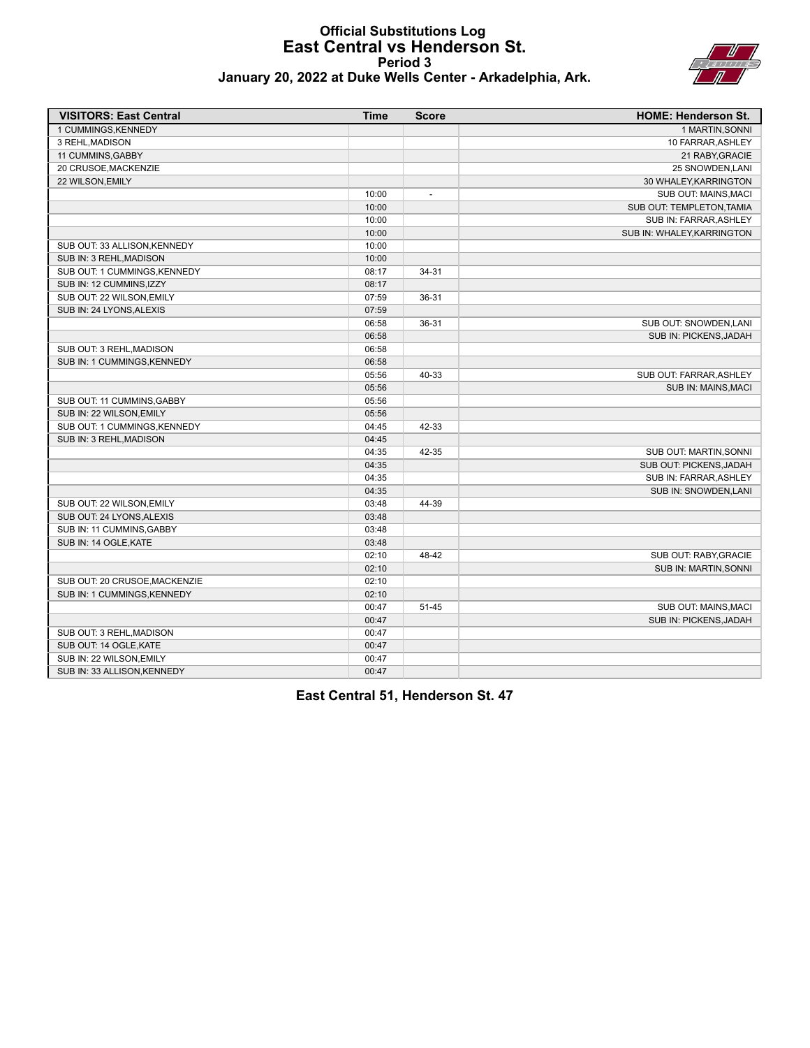# Official Substitutions Log
## East Central vs Henderson St.
### Period 3
### January 20, 2022 at Duke Wells Center - Arkadelphia, Ark.

| VISITORS: East Central | Time | Score | HOME: Henderson St. |
|---|---|---|---|
| 1 CUMMINGS,KENNEDY | | | 1 MARTIN,SONNI |
| 3 REHL,MADISON | | | 10 FARRAR,ASHLEY |
| 11 CUMMINS,GABBY | | | 21 RABY,GRACIE |
| 20 CRUSOE,MACKENZIE | | | 25 SNOWDEN,LANI |
| 22 WILSON,EMILY | | | 30 WHALEY,KARRINGTON |
| | 10:00 | - | SUB OUT: MAINS,MACI |
| | 10:00 | | SUB OUT: TEMPLETON,TAMIA |
| | 10:00 | | SUB IN: FARRAR,ASHLEY |
| | 10:00 | | SUB IN: WHALEY,KARRINGTON |
| SUB OUT: 33 ALLISON,KENNEDY | 10:00 | | |
| SUB IN: 3 REHL,MADISON | 10:00 | | |
| SUB OUT: 1 CUMMINGS,KENNEDY | 08:17 | 34-31 | |
| SUB IN: 12 CUMMINS,IZZY | 08:17 | | |
| SUB OUT: 22 WILSON,EMILY | 07:59 | 36-31 | |
| SUB IN: 24 LYONS,ALEXIS | 07:59 | | |
| | 06:58 | 36-31 | SUB OUT: SNOWDEN,LANI |
| | 06:58 | | SUB IN: PICKENS,JADAH |
| SUB OUT: 3 REHL,MADISON | 06:58 | | |
| SUB IN: 1 CUMMINGS,KENNEDY | 06:58 | | |
| | 05:56 | 40-33 | SUB OUT: FARRAR,ASHLEY |
| | 05:56 | | SUB IN: MAINS,MACI |
| SUB OUT: 11 CUMMINS,GABBY | 05:56 | | |
| SUB IN: 22 WILSON,EMILY | 05:56 | | |
| SUB OUT: 1 CUMMINGS,KENNEDY | 04:45 | 42-33 | |
| SUB IN: 3 REHL,MADISON | 04:45 | | |
| | 04:35 | 42-35 | SUB OUT: MARTIN,SONNI |
| | 04:35 | | SUB OUT: PICKENS,JADAH |
| | 04:35 | | SUB IN: FARRAR,ASHLEY |
| | 04:35 | | SUB IN: SNOWDEN,LANI |
| SUB OUT: 22 WILSON,EMILY | 03:48 | 44-39 | |
| SUB OUT: 24 LYONS,ALEXIS | 03:48 | | |
| SUB IN: 11 CUMMINS,GABBY | 03:48 | | |
| SUB IN: 14 OGLE,KATE | 03:48 | | |
| | 02:10 | 48-42 | SUB OUT: RABY,GRACIE |
| | 02:10 | | SUB IN: MARTIN,SONNI |
| SUB OUT: 20 CRUSOE,MACKENZIE | 02:10 | | |
| SUB IN: 1 CUMMINGS,KENNEDY | 02:10 | | |
| | 00:47 | 51-45 | SUB OUT: MAINS,MACI |
| | 00:47 | | SUB IN: PICKENS,JADAH |
| SUB OUT: 3 REHL,MADISON | 00:47 | | |
| SUB OUT: 14 OGLE,KATE | 00:47 | | |
| SUB IN: 22 WILSON,EMILY | 00:47 | | |
| SUB IN: 33 ALLISON,KENNEDY | 00:47 | | |

**East Central 51, Henderson St. 47**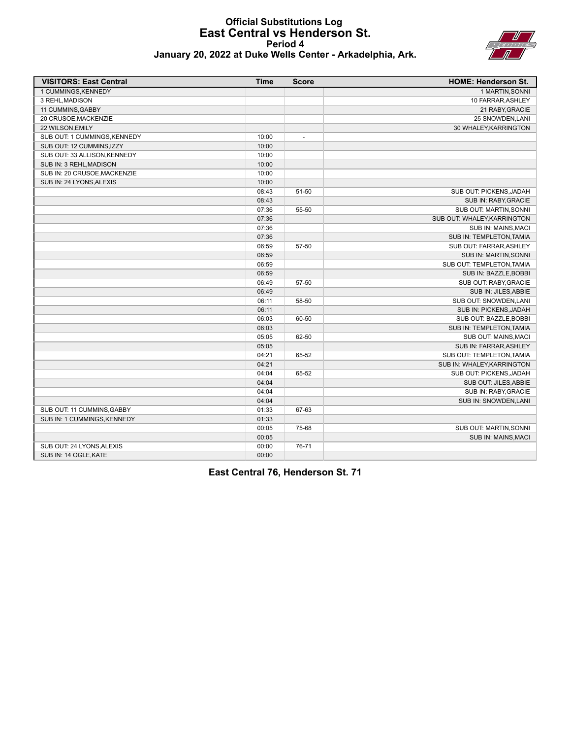# Official Substitutions Log
## East Central vs Henderson St.
### Period 4
### January 20, 2022 at Duke Wells Center - Arkadelphia, Ark.

| VISITORS: East Central | Time | Score | HOME: Henderson St. |
|---|---|---|---|
| 1 CUMMINGS,KENNEDY | | | 1 MARTIN,SONNI |
| 3 REHL,MADISON | | | 10 FARRAR,ASHLEY |
| 11 CUMMINS,GABBY | | | 21 RABY,GRACIE |
| 20 CRUSOE,MACKENZIE | | | 25 SNOWDEN,LANI |
| 22 WILSON,EMILY | | | 30 WHALEY,KARRINGTON |
| SUB OUT: 1 CUMMINGS,KENNEDY | 10:00 | - | |
| SUB OUT: 12 CUMMINS,IZZY | 10:00 | | |
| SUB OUT: 33 ALLISON,KENNEDY | 10:00 | | |
| SUB IN: 3 REHL,MADISON | 10:00 | | |
| SUB IN: 20 CRUSOE,MACKENZIE | 10:00 | | |
| SUB IN: 24 LYONS,ALEXIS | 10:00 | | |
| | 08:43 | 51-50 | SUB OUT: PICKENS,JADAH |
| | 08:43 | | SUB IN: RABY,GRACIE |
| | 07:36 | 55-50 | SUB OUT: MARTIN,SONNI |
| | 07:36 | | SUB OUT: WHALEY,KARRINGTON |
| | 07:36 | | SUB IN: MAINS,MACI |
| | 07:36 | | SUB IN: TEMPLETON,TAMIA |
| | 06:59 | 57-50 | SUB OUT: FARRAR,ASHLEY |
| | 06:59 | | SUB IN: MARTIN,SONNI |
| | 06:59 | | SUB OUT: TEMPLETON,TAMIA |
| | 06:59 | | SUB IN: BAZZLE,BOBBI |
| | 06:49 | 57-50 | SUB OUT: RABY,GRACIE |
| | 06:49 | | SUB IN: JILES,ABBIE |
| | 06:11 | 58-50 | SUB OUT: SNOWDEN,LANI |
| | 06:11 | | SUB IN: PICKENS,JADAH |
| | 06:03 | 60-50 | SUB OUT: BAZZLE,BOBBI |
| | 06:03 | | SUB IN: TEMPLETON,TAMIA |
| | 05:05 | 62-50 | SUB OUT: MAINS,MACI |
| | 05:05 | | SUB IN: FARRAR,ASHLEY |
| | 04:21 | 65-52 | SUB OUT: TEMPLETON,TAMIA |
| | 04:21 | | SUB IN: WHALEY,KARRINGTON |
| | 04:04 | 65-52 | SUB OUT: PICKENS,JADAH |
| | 04:04 | | SUB OUT: JILES,ABBIE |
| | 04:04 | | SUB IN: RABY,GRACIE |
| | 04:04 | | SUB IN: SNOWDEN,LANI |
| SUB OUT: 11 CUMMINS,GABBY | 01:33 | 67-63 | |
| SUB IN: 1 CUMMINGS,KENNEDY | 01:33 | | |
| | 00:05 | 75-68 | SUB OUT: MARTIN,SONNI |
| | 00:05 | | SUB IN: MAINS,MACI |
| SUB OUT: 24 LYONS,ALEXIS | 00:00 | 76-71 | |
| SUB IN: 14 OGLE,KATE | 00:00 | | |

**East Central 76, Henderson St. 71**